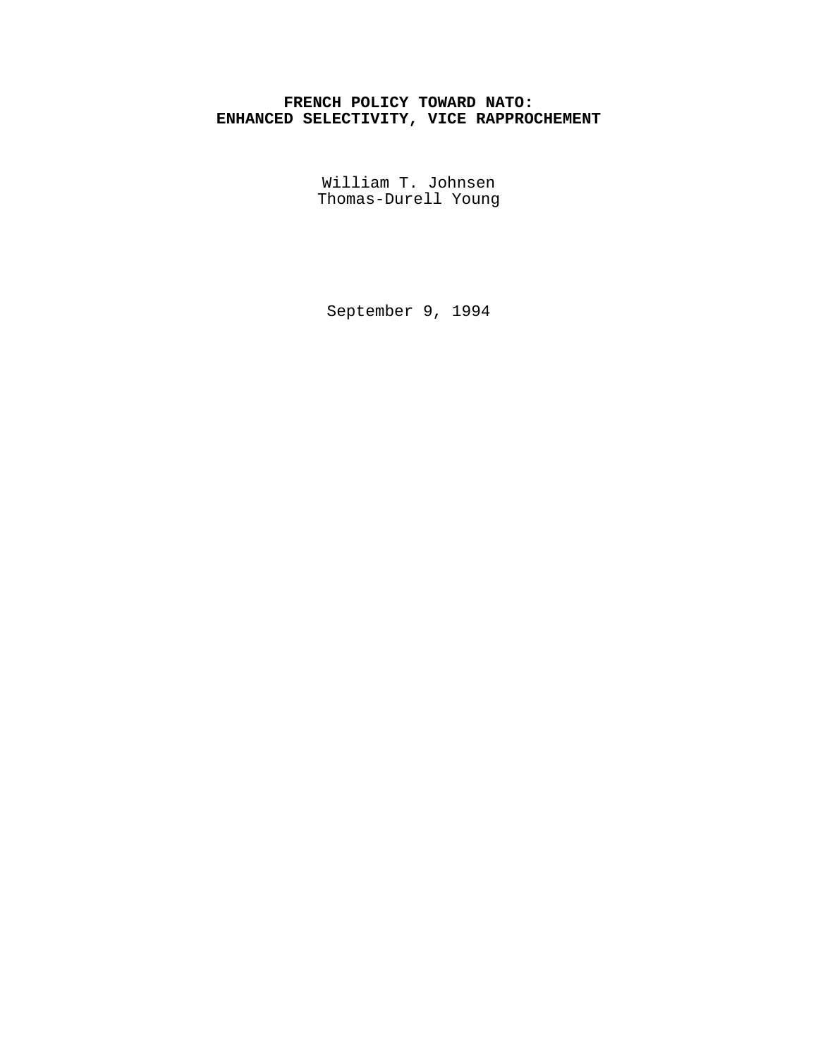# FRENCH POLICY TOWARD NATO:
# ENHANCED SELECTIVITY, VICE RAPPROCHEMENT

William T. Johnsen
Thomas-Durell Young

September 9, 1994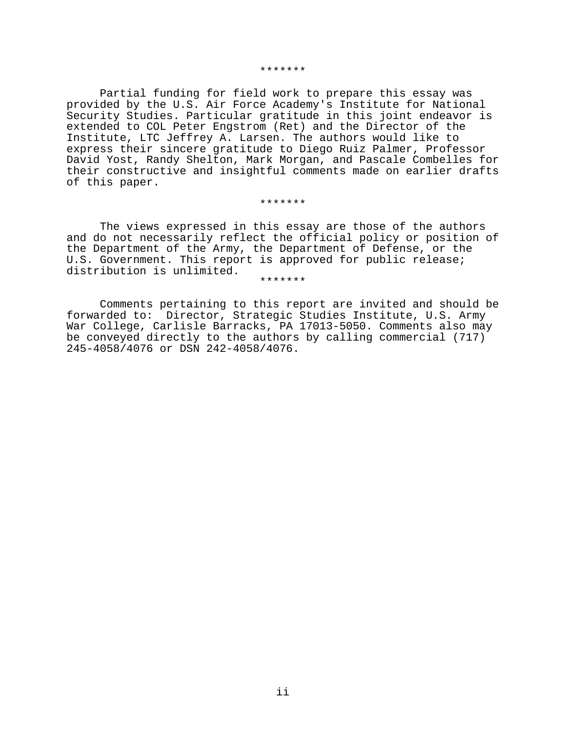*******

Partial funding for field work to prepare this essay was provided by the U.S. Air Force Academy's Institute for National Security Studies. Particular gratitude in this joint endeavor is extended to COL Peter Engstrom (Ret) and the Director of the Institute, LTC Jeffrey A. Larsen. The authors would like to express their sincere gratitude to Diego Ruiz Palmer, Professor David Yost, Randy Shelton, Mark Morgan, and Pascale Combelles for their constructive and insightful comments made on earlier drafts of this paper.

*******

The views expressed in this essay are those of the authors and do not necessarily reflect the official policy or position of the Department of the Army, the Department of Defense, or the U.S. Government. This report is approved for public release; distribution is unlimited.

*******

Comments pertaining to this report are invited and should be forwarded to: Director, Strategic Studies Institute, U.S. Army War College, Carlisle Barracks, PA 17013-5050. Comments also may be conveyed directly to the authors by calling commercial (717) 245-4058/4076 or DSN 242-4058/4076.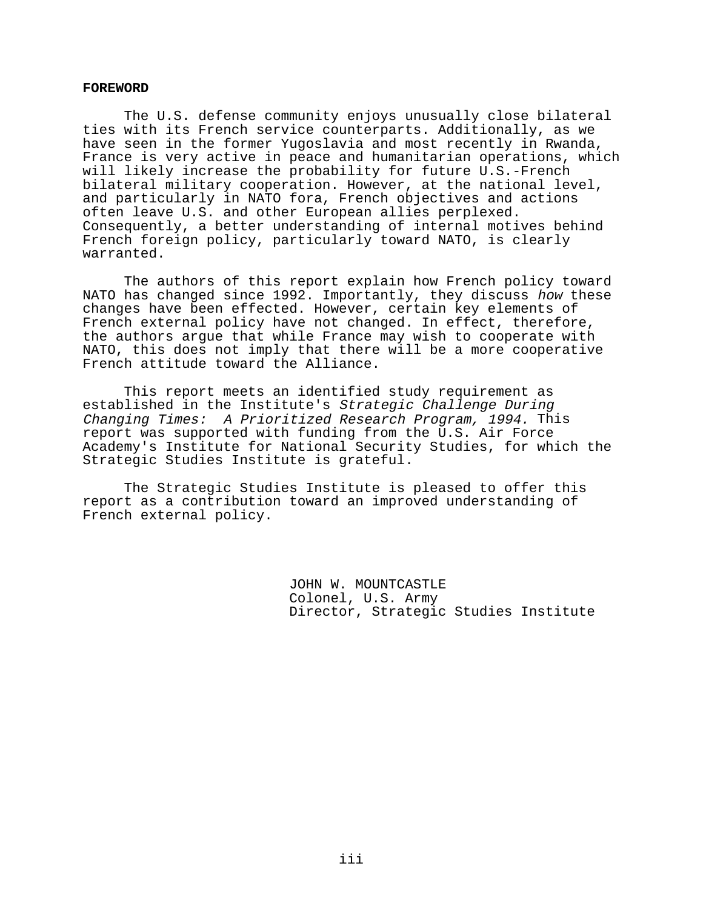## FOREWORD

The U.S. defense community enjoys unusually close bilateral ties with its French service counterparts. Additionally, as we have seen in the former Yugoslavia and most recently in Rwanda, France is very active in peace and humanitarian operations, which will likely increase the probability for future U.S.-French bilateral military cooperation. However, at the national level, and particularly in NATO fora, French objectives and actions often leave U.S. and other European allies perplexed. Consequently, a better understanding of internal motives behind French foreign policy, particularly toward NATO, is clearly warranted.

The authors of this report explain how French policy toward NATO has changed since 1992. Importantly, they discuss *how* these changes have been effected. However, certain key elements of French external policy have not changed. In effect, therefore, the authors argue that while France may wish to cooperate with NATO, this does not imply that there will be a more cooperative French attitude toward the Alliance.

This report meets an identified study requirement as established in the Institute's *Strategic Challenge During Changing Times: A Prioritized Research Program, 1994.* This report was supported with funding from the U.S. Air Force Academy's Institute for National Security Studies, for which the Strategic Studies Institute is grateful.

The Strategic Studies Institute is pleased to offer this report as a contribution toward an improved understanding of French external policy.

JOHN W. MOUNTCASTLE
Colonel, U.S. Army
Director, Strategic Studies Institute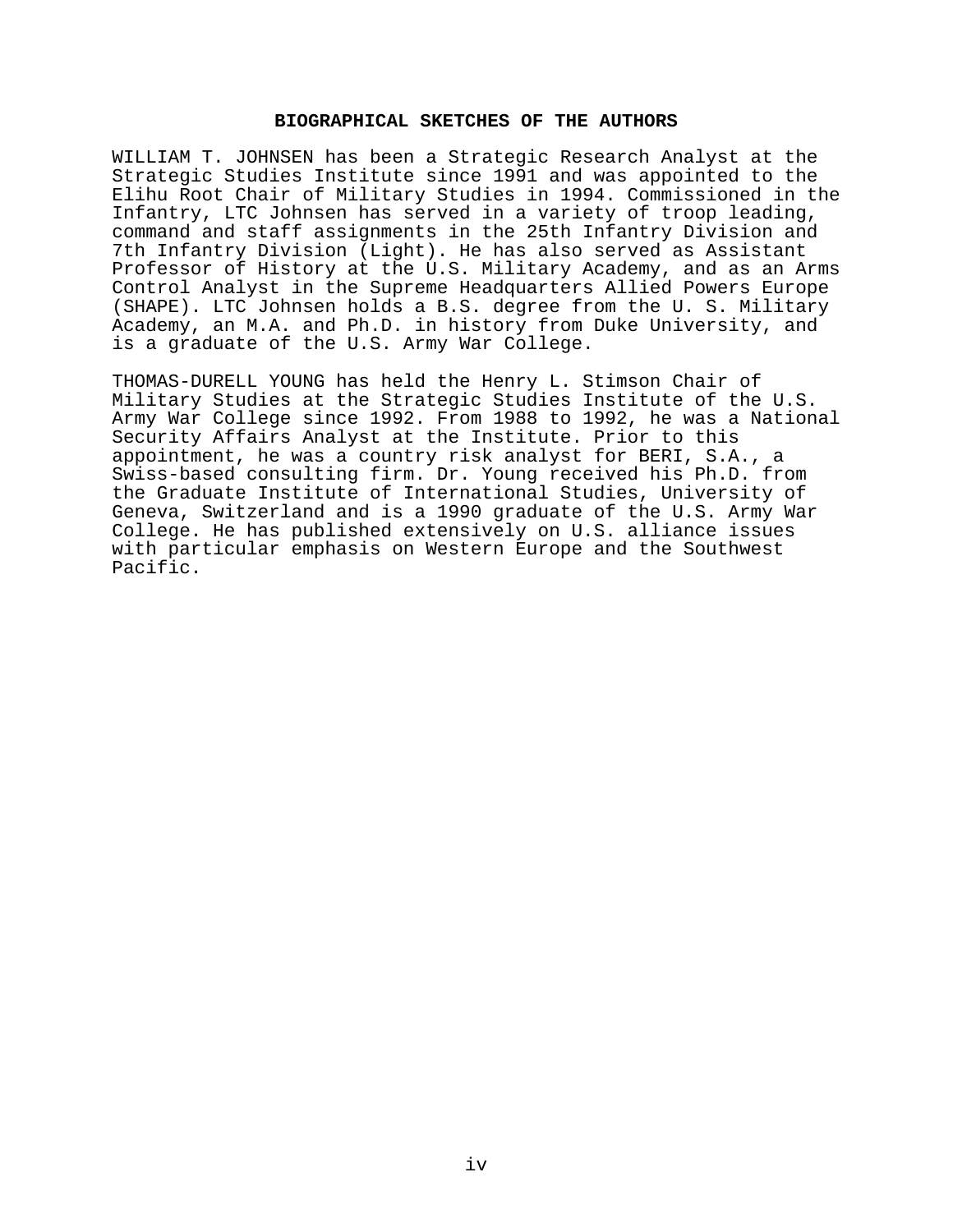## BIOGRAPHICAL SKETCHES OF THE AUTHORS

WILLIAM T. JOHNSEN has been a Strategic Research Analyst at the Strategic Studies Institute since 1991 and was appointed to the Elihu Root Chair of Military Studies in 1994. Commissioned in the Infantry, LTC Johnsen has served in a variety of troop leading, command and staff assignments in the 25th Infantry Division and 7th Infantry Division (Light). He has also served as Assistant Professor of History at the U.S. Military Academy, and as an Arms Control Analyst in the Supreme Headquarters Allied Powers Europe (SHAPE). LTC Johnsen holds a B.S. degree from the U. S. Military Academy, an M.A. and Ph.D. in history from Duke University, and is a graduate of the U.S. Army War College.

THOMAS-DURELL YOUNG has held the Henry L. Stimson Chair of Military Studies at the Strategic Studies Institute of the U.S. Army War College since 1992. From 1988 to 1992, he was a National Security Affairs Analyst at the Institute. Prior to this appointment, he was a country risk analyst for BERI, S.A., a Swiss-based consulting firm. Dr. Young received his Ph.D. from the Graduate Institute of International Studies, University of Geneva, Switzerland and is a 1990 graduate of the U.S. Army War College. He has published extensively on U.S. alliance issues with particular emphasis on Western Europe and the Southwest Pacific.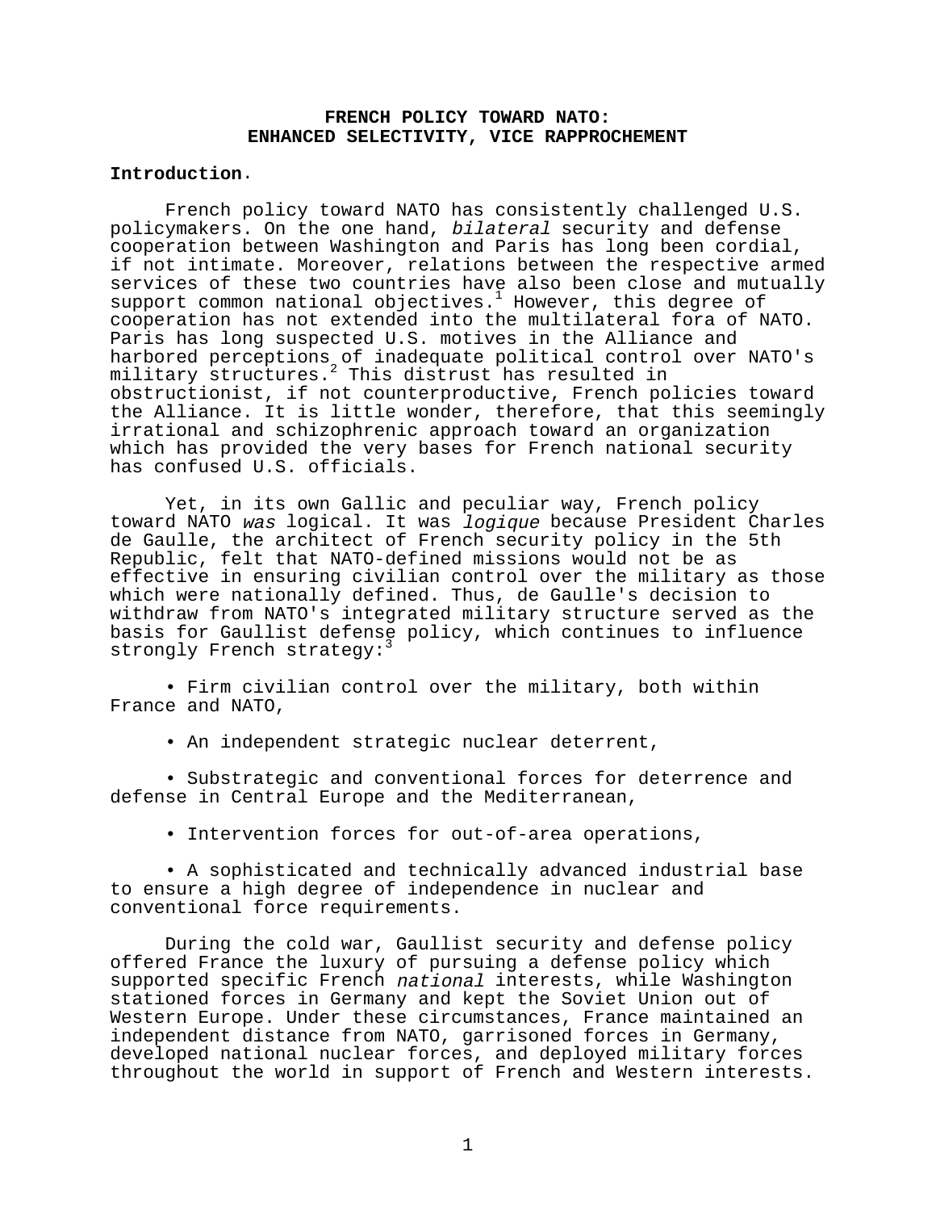# FRENCH POLICY TOWARD NATO: ENHANCED SELECTIVITY, VICE RAPPROCHEMENT

## Introduction.

French policy toward NATO has consistently challenged U.S. policymakers. On the one hand, *bilateral* security and defense cooperation between Washington and Paris has long been cordial, if not intimate. Moreover, relations between the respective armed services of these two countries have also been close and mutually support common national objectives.[1] However, this degree of cooperation has not extended into the multilateral fora of NATO. Paris has long suspected U.S. motives in the Alliance and harbored perceptions of inadequate political control over NATO's military structures.[2] This distrust has resulted in obstructionist, if not counterproductive, French policies toward the Alliance. It is little wonder, therefore, that this seemingly irrational and schizophrenic approach toward an organization which has provided the very bases for French national security has confused U.S. officials.

Yet, in its own Gallic and peculiar way, French policy toward NATO *was* logical. It was *logique* because President Charles de Gaulle, the architect of French security policy in the 5th Republic, felt that NATO-defined missions would not be as effective in ensuring civilian control over the military as those which were nationally defined. Thus, de Gaulle's decision to withdraw from NATO's integrated military structure served as the basis for Gaullist defense policy, which continues to influence strongly French strategy:[3]

- Firm civilian control over the military, both within France and NATO,
- An independent strategic nuclear deterrent,
- Substrategic and conventional forces for deterrence and defense in Central Europe and the Mediterranean,
- Intervention forces for out-of-area operations,
- A sophisticated and technically advanced industrial base to ensure a high degree of independence in nuclear and conventional force requirements.

During the cold war, Gaullist security and defense policy offered France the luxury of pursuing a defense policy which supported specific French *national* interests, while Washington stationed forces in Germany and kept the Soviet Union out of Western Europe. Under these circumstances, France maintained an independent distance from NATO, garrisoned forces in Germany, developed national nuclear forces, and deployed military forces throughout the world in support of French and Western interests.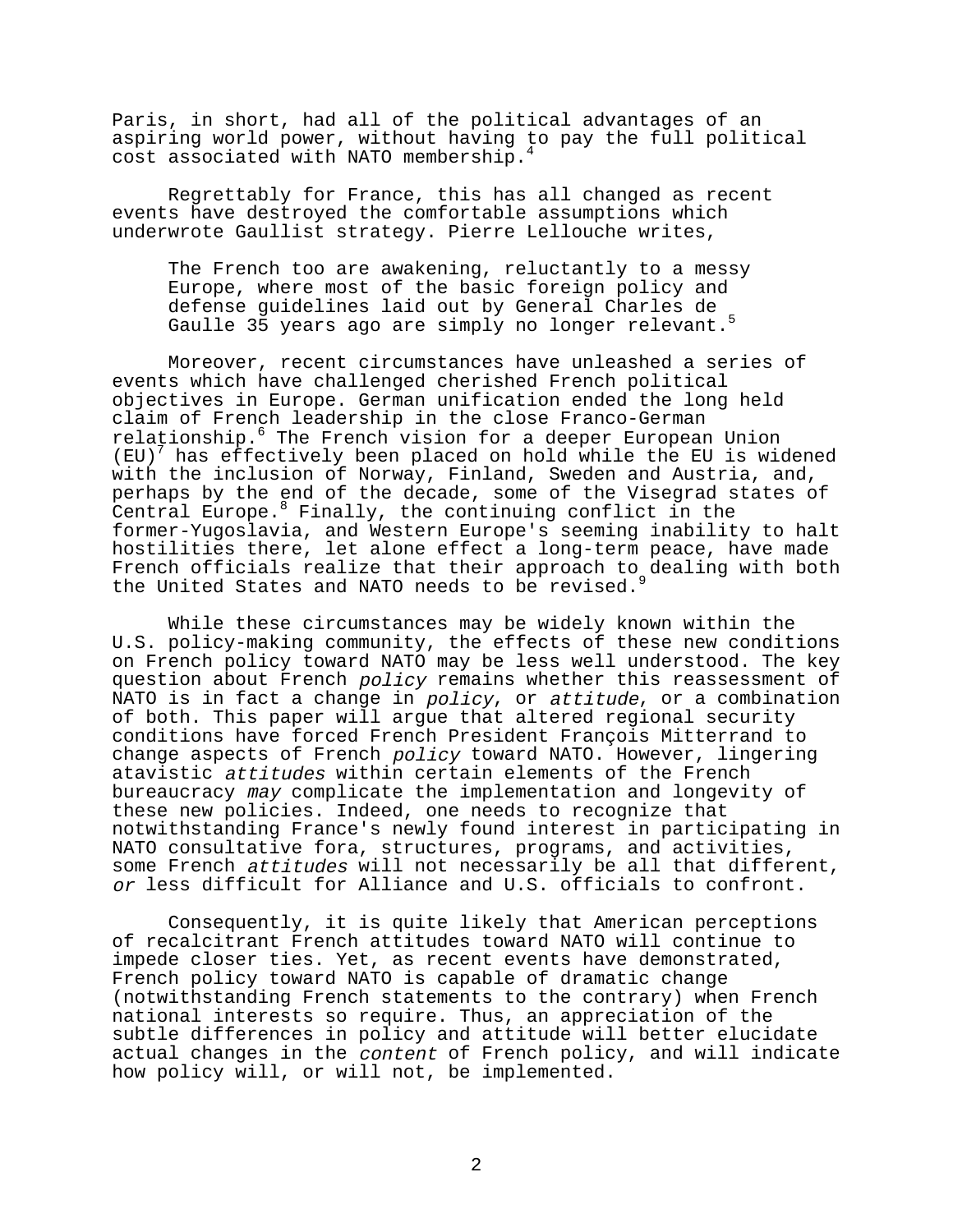Paris, in short, had all of the political advantages of an aspiring world power, without having to pay the full political cost associated with NATO membership.[4]

Regrettably for France, this has all changed as recent events have destroyed the comfortable assumptions which underwrote Gaullist strategy. Pierre Lellouche writes,

> The French too are awakening, reluctantly to a messy Europe, where most of the basic foreign policy and defense guidelines laid out by General Charles de Gaulle 35 years ago are simply no longer relevant.[5]

Moreover, recent circumstances have unleashed a series of events which have challenged cherished French political objectives in Europe. German unification ended the long held claim of French leadership in the close Franco-German relationship.[6] The French vision for a deeper European Union (EU)[7] has effectively been placed on hold while the EU is widened with the inclusion of Norway, Finland, Sweden and Austria, and, perhaps by the end of the decade, some of the Visegrad states of Central Europe.[8] Finally, the continuing conflict in the former-Yugoslavia, and Western Europe's seeming inability to halt hostilities there, let alone effect a long-term peace, have made French officials realize that their approach to dealing with both the United States and NATO needs to be revised.[9]

While these circumstances may be widely known within the U.S. policy-making community, the effects of these new conditions on French policy toward NATO may be less well understood. The key question about French *policy* remains whether this reassessment of NATO is in fact a change in *policy*, or *attitude*, or a combination of both. This paper will argue that altered regional security conditions have forced French President François Mitterrand to change aspects of French *policy* toward NATO. However, lingering atavistic *attitudes* within certain elements of the French bureaucracy *may* complicate the implementation and longevity of these new policies. Indeed, one needs to recognize that notwithstanding France's newly found interest in participating in NATO consultative fora, structures, programs, and activities, some French *attitudes* will not necessarily be all that different, *or* less difficult for Alliance and U.S. officials to confront.

Consequently, it is quite likely that American perceptions of recalcitrant French attitudes toward NATO will continue to impede closer ties. Yet, as recent events have demonstrated, French policy toward NATO is capable of dramatic change (notwithstanding French statements to the contrary) when French national interests so require. Thus, an appreciation of the subtle differences in policy and attitude will better elucidate actual changes in the *content* of French policy, and will indicate how policy will, or will not, be implemented.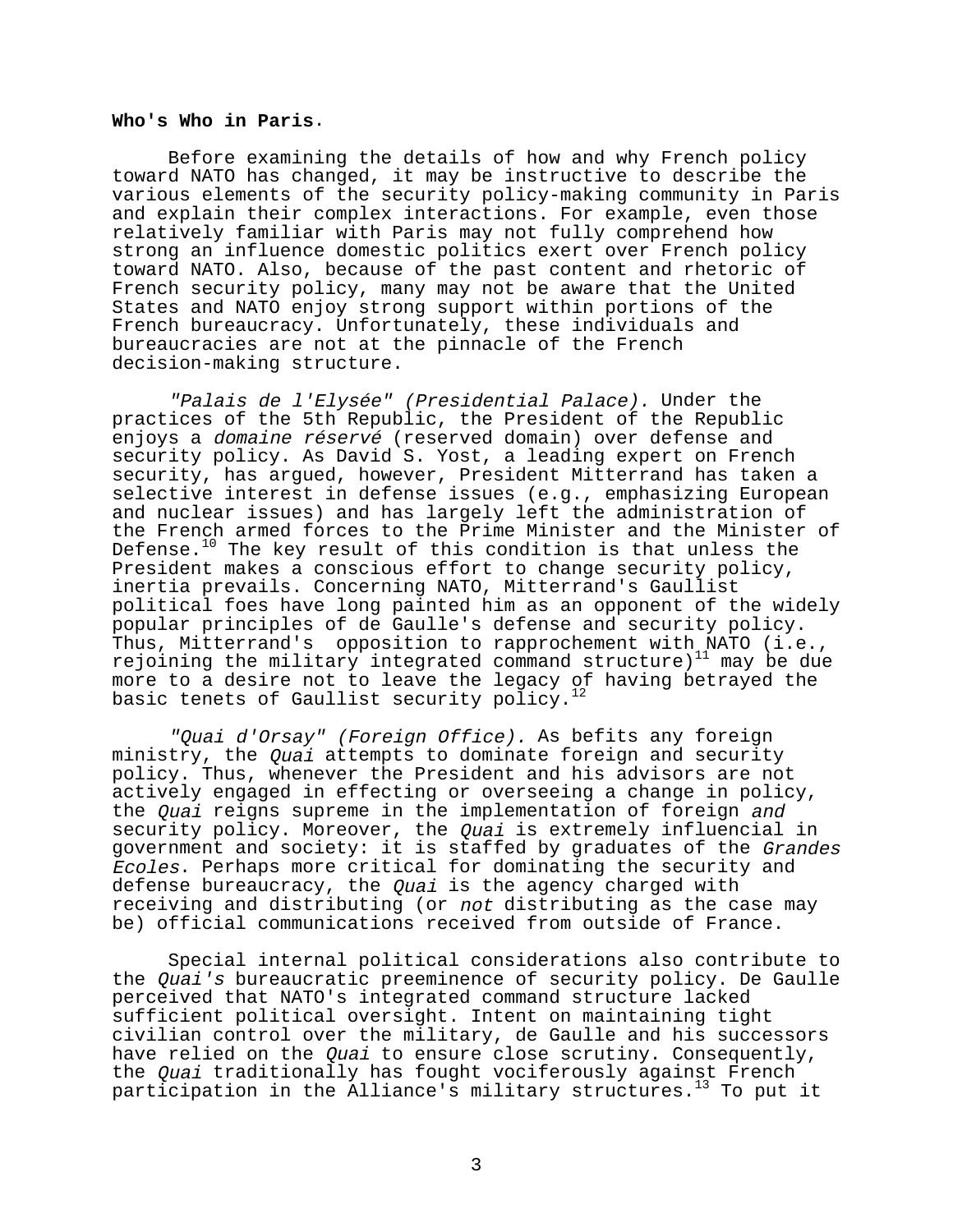**Who's Who in Paris.**

Before examining the details of how and why French policy toward NATO has changed, it may be instructive to describe the various elements of the security policy-making community in Paris and explain their complex interactions. For example, even those relatively familiar with Paris may not fully comprehend how strong an influence domestic politics exert over French policy toward NATO. Also, because of the past content and rhetoric of French security policy, many may not be aware that the United States and NATO enjoy strong support within portions of the French bureaucracy. Unfortunately, these individuals and bureaucracies are not at the pinnacle of the French decision-making structure.

*"Palais de l'Elysée" (Presidential Palace).* Under the practices of the 5th Republic, the President of the Republic enjoys a *domaine réservé* (reserved domain) over defense and security policy. As David S. Yost, a leading expert on French security, has argued, however, President Mitterrand has taken a selective interest in defense issues (e.g., emphasizing European and nuclear issues) and has largely left the administration of the French armed forces to the Prime Minister and the Minister of Defense.[10] The key result of this condition is that unless the President makes a conscious effort to change security policy, inertia prevails. Concerning NATO, Mitterrand's Gaullist political foes have long painted him as an opponent of the widely popular principles of de Gaulle's defense and security policy. Thus, Mitterrand's opposition to rapprochement with NATO (i.e., rejoining the military integrated command structure)[11] may be due more to a desire not to leave the legacy of having betrayed the basic tenets of Gaullist security policy.[12]

*"Quai d'Orsay" (Foreign Office).* As befits any foreign ministry, the *Quai* attempts to dominate foreign and security policy. Thus, whenever the President and his advisors are not actively engaged in effecting or overseeing a change in policy, the *Quai* reigns supreme in the implementation of foreign *and* security policy. Moreover, the *Quai* is extremely influencial in government and society: it is staffed by graduates of the *Grandes Ecoles*. Perhaps more critical for dominating the security and defense bureaucracy, the *Quai* is the agency charged with receiving and distributing (or *not* distributing as the case may be) official communications received from outside of France.

Special internal political considerations also contribute to the *Quai's* bureaucratic preeminence of security policy. De Gaulle perceived that NATO's integrated command structure lacked sufficient political oversight. Intent on maintaining tight civilian control over the military, de Gaulle and his successors have relied on the *Quai* to ensure close scrutiny. Consequently, the *Quai* traditionally has fought vociferously against French participation in the Alliance's military structures.[13] To put it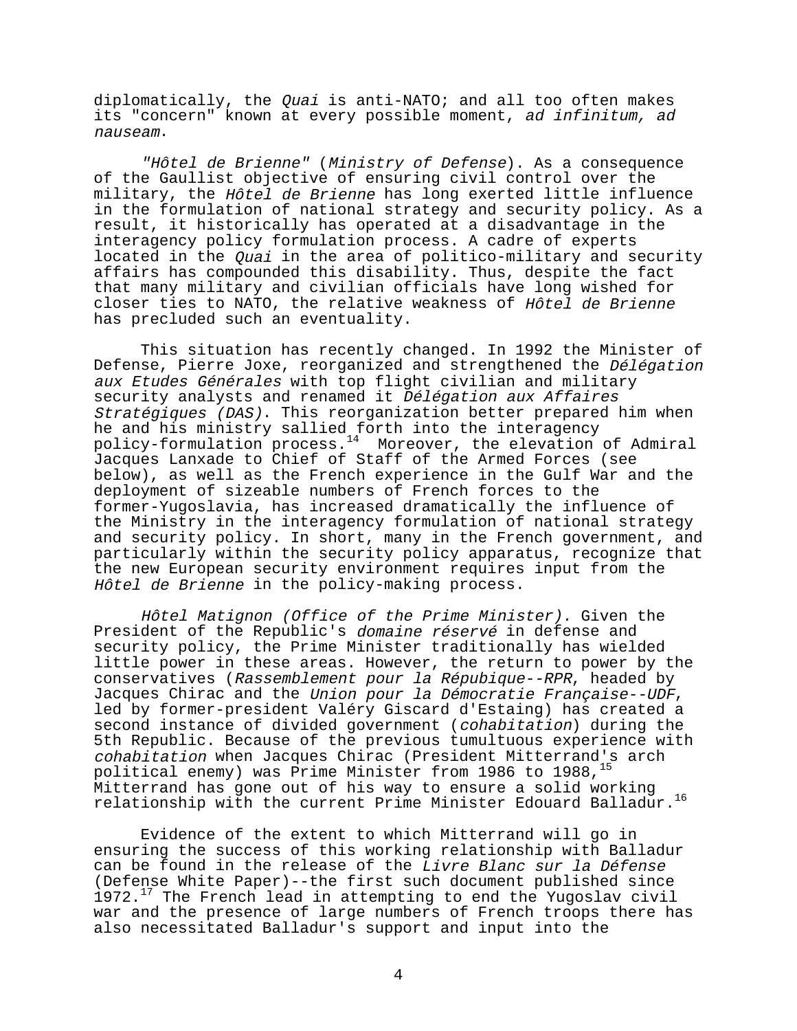diplomatically, the *Quai* is anti-NATO; and all too often makes its "concern" known at every possible moment, *ad infinitum, ad nauseam*.

*"Hôtel de Brienne"* (*Ministry of Defense*). As a consequence of the Gaullist objective of ensuring civil control over the military, the *Hôtel de Brienne* has long exerted little influence in the formulation of national strategy and security policy. As a result, it historically has operated at a disadvantage in the interagency policy formulation process. A cadre of experts located in the *Quai* in the area of politico-military and security affairs has compounded this disability. Thus, despite the fact that many military and civilian officials have long wished for closer ties to NATO, the relative weakness of *Hôtel de Brienne* has precluded such an eventuality.

This situation has recently changed. In 1992 the Minister of Defense, Pierre Joxe, reorganized and strengthened the *Délégation aux Etudes Générales* with top flight civilian and military security analysts and renamed it *Délégation aux Affaires Stratégiques (DAS)*. This reorganization better prepared him when he and his ministry sallied forth into the interagency policy-formulation process.[14] Moreover, the elevation of Admiral Jacques Lanxade to Chief of Staff of the Armed Forces (see below), as well as the French experience in the Gulf War and the deployment of sizeable numbers of French forces to the former-Yugoslavia, has increased dramatically the influence of the Ministry in the interagency formulation of national strategy and security policy. In short, many in the French government, and particularly within the security policy apparatus, recognize that the new European security environment requires input from the *Hôtel de Brienne* in the policy-making process.

*Hôtel Matignon (Office of the Prime Minister).* Given the President of the Republic's *domaine réservé* in defense and security policy, the Prime Minister traditionally has wielded little power in these areas. However, the return to power by the conservatives (*Rassemblement pour la République--RPR*, headed by Jacques Chirac and the *Union pour la Démocratie Française--UDF*, led by former-president Valéry Giscard d'Estaing) has created a second instance of divided government (*cohabitation*) during the 5th Republic. Because of the previous tumultuous experience with *cohabitation* when Jacques Chirac (President Mitterrand's arch political enemy) was Prime Minister from 1986 to 1988,[15] Mitterrand has gone out of his way to ensure a solid working relationship with the current Prime Minister Edouard Balladur.[16]

Evidence of the extent to which Mitterrand will go in ensuring the success of this working relationship with Balladur can be found in the release of the *Livre Blanc sur la Défense* (Defense White Paper)--the first such document published since 1972.[17] The French lead in attempting to end the Yugoslav civil war and the presence of large numbers of French troops there has also necessitated Balladur's support and input into the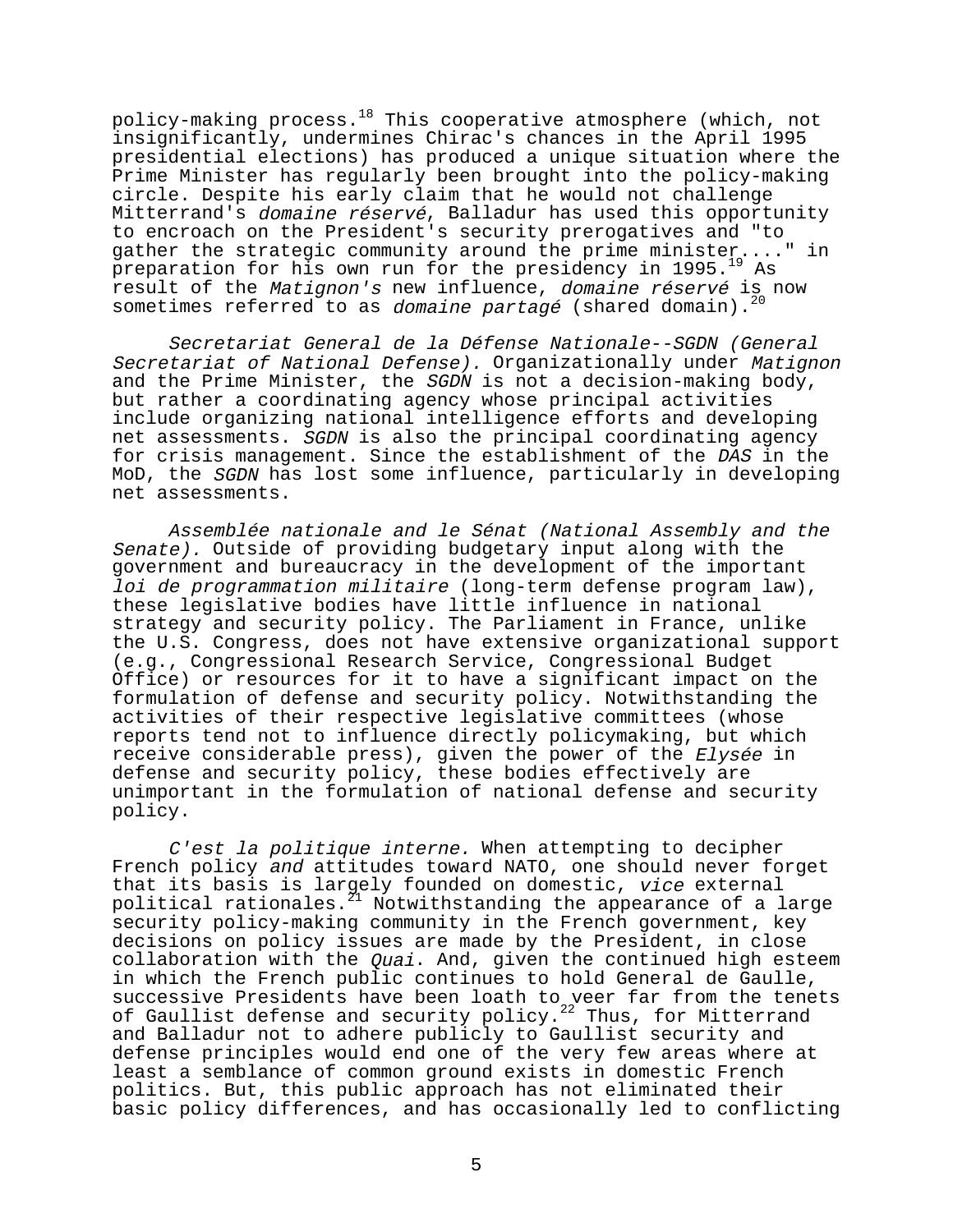policy-making process.[18] This cooperative atmosphere (which, not insignificantly, undermines Chirac's chances in the April 1995 presidential elections) has produced a unique situation where the Prime Minister has regularly been brought into the policy-making circle. Despite his early claim that he would not challenge Mitterrand's *domaine réservé*, Balladur has used this opportunity to encroach on the President's security prerogatives and "to gather the strategic community around the prime minister...." in preparation for his own run for the presidency in 1995.[19] As result of the *Matignon's* new influence, *domaine réservé* is now sometimes referred to as *domaine partagé* (shared domain).[20]

*Secretariat General de la Défense Nationale--SGDN (General Secretariat of National Defense).* Organizationally under *Matignon* and the Prime Minister, the *SGDN* is not a decision-making body, but rather a coordinating agency whose principal activities include organizing national intelligence efforts and developing net assessments. *SGDN* is also the principal coordinating agency for crisis management. Since the establishment of the *DAS* in the MoD, the *SGDN* has lost some influence, particularly in developing net assessments.

*Assemblée nationale and le Sénat (National Assembly and the Senate).* Outside of providing budgetary input along with the government and bureaucracy in the development of the important *loi de programmation militaire* (long-term defense program law), these legislative bodies have little influence in national strategy and security policy. The Parliament in France, unlike the U.S. Congress, does not have extensive organizational support (e.g., Congressional Research Service, Congressional Budget Office) or resources for it to have a significant impact on the formulation of defense and security policy. Notwithstanding the activities of their respective legislative committees (whose reports tend not to influence directly policymaking, but which receive considerable press), given the power of the *Elysée* in defense and security policy, these bodies effectively are unimportant in the formulation of national defense and security policy.

*C'est la politique interne.* When attempting to decipher French policy *and* attitudes toward NATO, one should never forget that its basis is largely founded on domestic, *vice* external political rationales.[21] Notwithstanding the appearance of a large security policy-making community in the French government, key decisions on policy issues are made by the President, in close collaboration with the *Quai*. And, given the continued high esteem in which the French public continues to hold General de Gaulle, successive Presidents have been loath to veer far from the tenets of Gaullist defense and security policy.[22] Thus, for Mitterrand and Balladur not to adhere publicly to Gaullist security and defense principles would end one of the very few areas where at least a semblance of common ground exists in domestic French politics. But, this public approach has not eliminated their basic policy differences, and has occasionally led to conflicting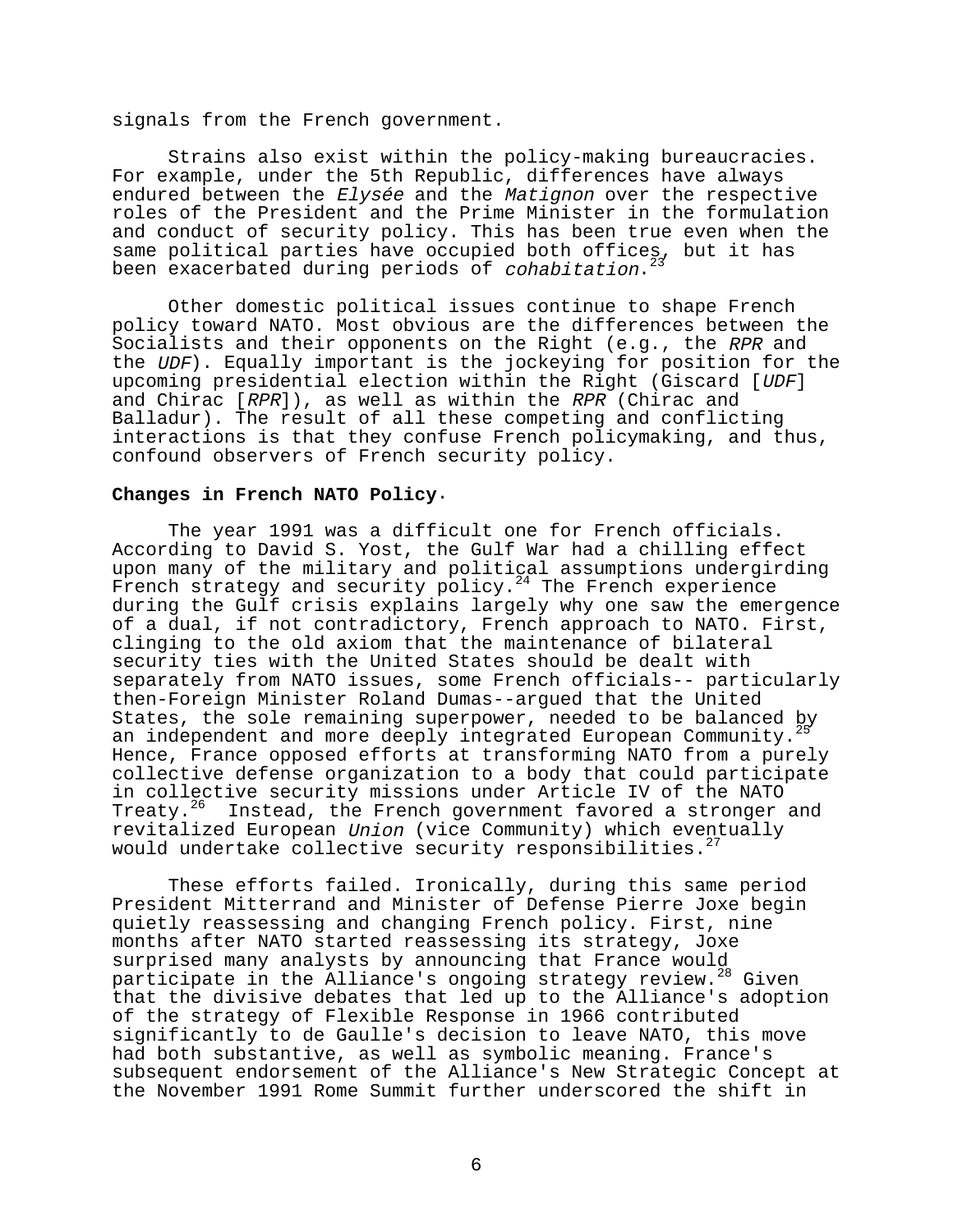signals from the French government.

Strains also exist within the policy-making bureaucracies. For example, under the 5th Republic, differences have always endured between the *Elysée* and the *Matignon* over the respective roles of the President and the Prime Minister in the formulation and conduct of security policy. This has been true even when the same political parties have occupied both offices, but it has been exacerbated during periods of *cohabitation*.[23]

Other domestic political issues continue to shape French policy toward NATO. Most obvious are the differences between the Socialists and their opponents on the Right (e.g., the *RPR* and the *UDF*). Equally important is the jockeying for position for the upcoming presidential election within the Right (Giscard [*UDF*] and Chirac [*RPR*]), as well as within the *RPR* (Chirac and Balladur). The result of all these competing and conflicting interactions is that they confuse French policymaking, and thus, confound observers of French security policy.

**Changes in French NATO Policy**.

The year 1991 was a difficult one for French officials. According to David S. Yost, the Gulf War had a chilling effect upon many of the military and political assumptions undergirding French strategy and security policy.[24] The French experience during the Gulf crisis explains largely why one saw the emergence of a dual, if not contradictory, French approach to NATO. First, clinging to the old axiom that the maintenance of bilateral security ties with the United States should be dealt with separately from NATO issues, some French officials-- particularly then-Foreign Minister Roland Dumas--argued that the United States, the sole remaining superpower, needed to be balanced by an independent and more deeply integrated European Community.[25] Hence, France opposed efforts at transforming NATO from a purely collective defense organization to a body that could participate in collective security missions under Article IV of the NATO Treaty.[26] Instead, the French government favored a stronger and revitalized European *Union* (vice Community) which eventually would undertake collective security responsibilities.[27]

These efforts failed. Ironically, during this same period President Mitterrand and Minister of Defense Pierre Joxe begin quietly reassessing and changing French policy. First, nine months after NATO started reassessing its strategy, Joxe surprised many analysts by announcing that France would participate in the Alliance's ongoing strategy review.[28] Given that the divisive debates that led up to the Alliance's adoption of the strategy of Flexible Response in 1966 contributed significantly to de Gaulle's decision to leave NATO, this move had both substantive, as well as symbolic meaning. France's subsequent endorsement of the Alliance's New Strategic Concept at the November 1991 Rome Summit further underscored the shift in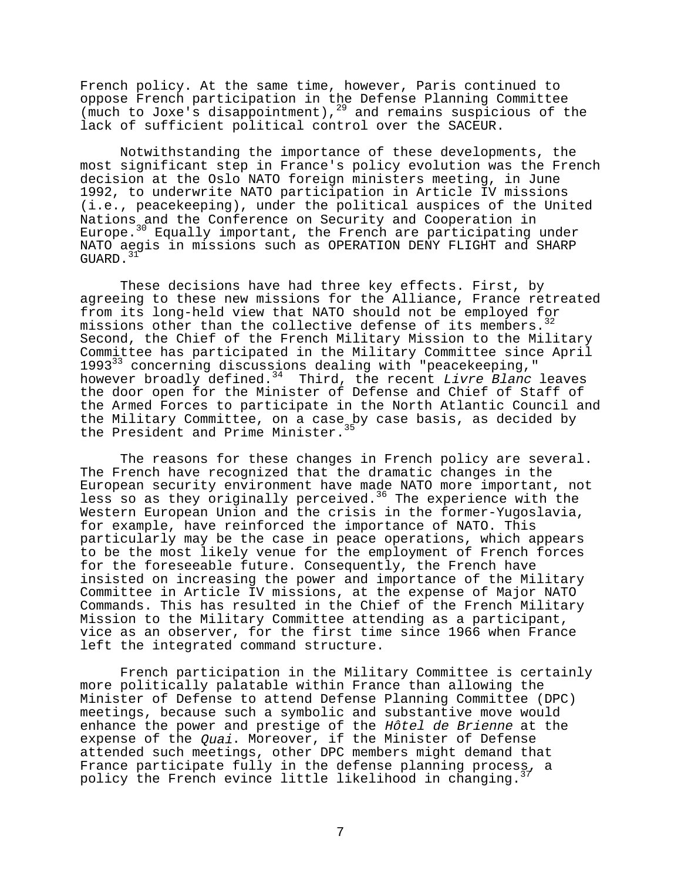French policy. At the same time, however, Paris continued to oppose French participation in the Defense Planning Committee (much to Joxe's disappointment),[29] and remains suspicious of the lack of sufficient political control over the SACEUR.

Notwithstanding the importance of these developments, the most significant step in France's policy evolution was the French decision at the Oslo NATO foreign ministers meeting, in June 1992, to underwrite NATO participation in Article IV missions (i.e., peacekeeping), under the political auspices of the United Nations and the Conference on Security and Cooperation in Europe.[30] Equally important, the French are participating under NATO aegis in missions such as OPERATION DENY FLIGHT and SHARP GUARD.[31]

These decisions have had three key effects. First, by agreeing to these new missions for the Alliance, France retreated from its long-held view that NATO should not be employed for missions other than the collective defense of its members.[32] Second, the Chief of the French Military Mission to the Military Committee has participated in the Military Committee since April 1993[33] concerning discussions dealing with "peacekeeping," however broadly defined.[34] Third, the recent *Livre Blanc* leaves the door open for the Minister of Defense and Chief of Staff of the Armed Forces to participate in the North Atlantic Council and the Military Committee, on a case by case basis, as decided by the President and Prime Minister.[35]

The reasons for these changes in French policy are several. The French have recognized that the dramatic changes in the European security environment have made NATO more important, not less so as they originally perceived.[36] The experience with the Western European Union and the crisis in the former-Yugoslavia, for example, have reinforced the importance of NATO. This particularly may be the case in peace operations, which appears to be the most likely venue for the employment of French forces for the foreseeable future. Consequently, the French have insisted on increasing the power and importance of the Military Committee in Article IV missions, at the expense of Major NATO Commands. This has resulted in the Chief of the French Military Mission to the Military Committee attending as a participant, vice as an observer, for the first time since 1966 when France left the integrated command structure.

French participation in the Military Committee is certainly more politically palatable within France than allowing the Minister of Defense to attend Defense Planning Committee (DPC) meetings, because such a symbolic and substantive move would enhance the power and prestige of the *Hôtel de Brienne* at the expense of the *Quai*. Moreover, if the Minister of Defense attended such meetings, other DPC members might demand that France participate fully in the defense planning process, a policy the French evince little likelihood in changing.[37]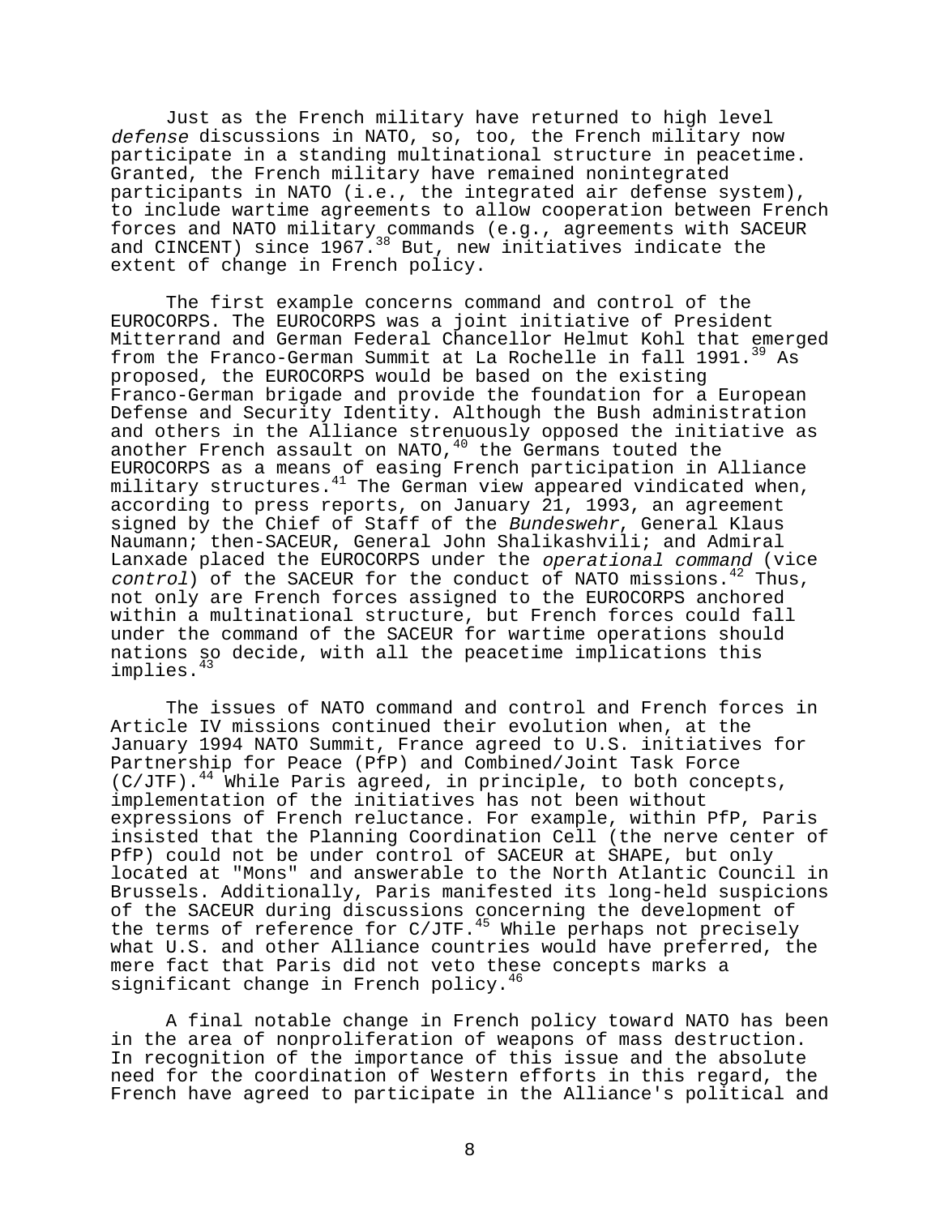Just as the French military have returned to high level *defense* discussions in NATO, so, too, the French military now participate in a standing multinational structure in peacetime. Granted, the French military have remained nonintegrated participants in NATO (i.e., the integrated air defense system), to include wartime agreements to allow cooperation between French forces and NATO military commands (e.g., agreements with SACEUR and CINCENT) since 1967.[38] But, new initiatives indicate the extent of change in French policy.

The first example concerns command and control of the EUROCORPS. The EUROCORPS was a joint initiative of President Mitterrand and German Federal Chancellor Helmut Kohl that emerged from the Franco-German Summit at La Rochelle in fall 1991.[39] As proposed, the EUROCORPS would be based on the existing Franco-German brigade and provide the foundation for a European Defense and Security Identity. Although the Bush administration and others in the Alliance strenuously opposed the initiative as another French assault on NATO,[40] the Germans touted the EUROCORPS as a means of easing French participation in Alliance military structures.[41] The German view appeared vindicated when, according to press reports, on January 21, 1993, an agreement signed by the Chief of Staff of the *Bundeswehr*, General Klaus Naumann; then-SACEUR, General John Shalikashvili; and Admiral Lanxade placed the EUROCORPS under the *operational command* (vice *control*) of the SACEUR for the conduct of NATO missions.[42] Thus, not only are French forces assigned to the EUROCORPS anchored within a multinational structure, but French forces could fall under the command of the SACEUR for wartime operations should nations so decide, with all the peacetime implications this implies.[43]

The issues of NATO command and control and French forces in Article IV missions continued their evolution when, at the January 1994 NATO Summit, France agreed to U.S. initiatives for Partnership for Peace (PfP) and Combined/Joint Task Force (C/JTF).[44] While Paris agreed, in principle, to both concepts, implementation of the initiatives has not been without expressions of French reluctance. For example, within PfP, Paris insisted that the Planning Coordination Cell (the nerve center of PfP) could not be under control of SACEUR at SHAPE, but only located at "Mons" and answerable to the North Atlantic Council in Brussels. Additionally, Paris manifested its long-held suspicions of the SACEUR during discussions concerning the development of the terms of reference for C/JTF.[45] While perhaps not precisely what U.S. and other Alliance countries would have preferred, the mere fact that Paris did not veto these concepts marks a significant change in French policy.[46]

A final notable change in French policy toward NATO has been in the area of nonproliferation of weapons of mass destruction. In recognition of the importance of this issue and the absolute need for the coordination of Western efforts in this regard, the French have agreed to participate in the Alliance's political and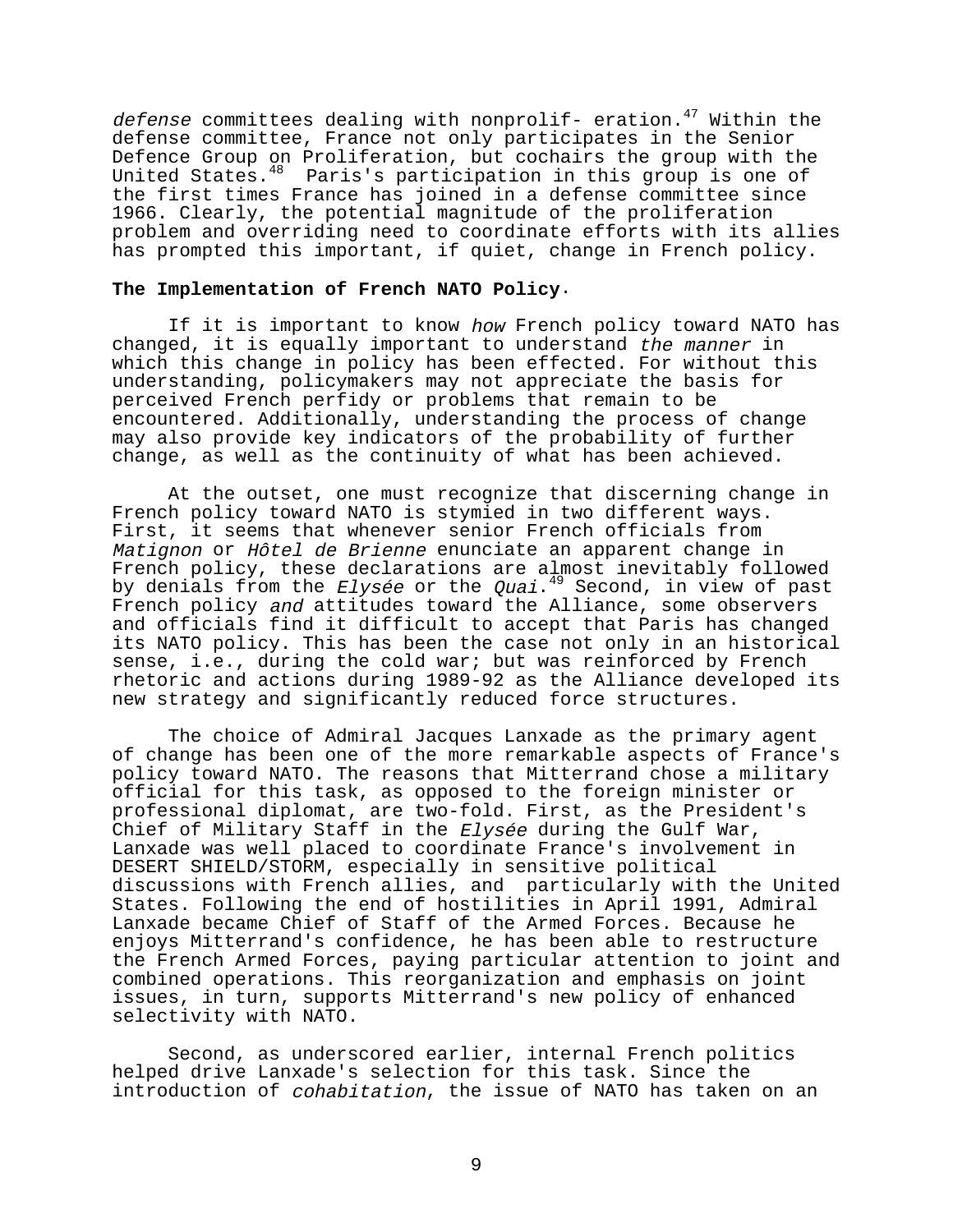*defense* committees dealing with nonprolif- eration.[47] Within the defense committee, France not only participates in the Senior Defence Group on Proliferation, but cochairs the group with the United States.[48] Paris's participation in this group is one of the first times France has joined in a defense committee since 1966. Clearly, the potential magnitude of the proliferation problem and overriding need to coordinate efforts with its allies has prompted this important, if quiet, change in French policy.

**The Implementation of French NATO Policy**.

If it is important to know *how* French policy toward NATO has changed, it is equally important to understand *the manner* in which this change in policy has been effected. For without this understanding, policymakers may not appreciate the basis for perceived French perfidy or problems that remain to be encountered. Additionally, understanding the process of change may also provide key indicators of the probability of further change, as well as the continuity of what has been achieved.

At the outset, one must recognize that discerning change in French policy toward NATO is stymied in two different ways. First, it seems that whenever senior French officials from *Matignon* or *Hôtel de Brienne* enunciate an apparent change in French policy, these declarations are almost inevitably followed by denials from the *Elysée* or the *Quai*.[49] Second, in view of past French policy *and* attitudes toward the Alliance, some observers and officials find it difficult to accept that Paris has changed its NATO policy. This has been the case not only in an historical sense, i.e., during the cold war; but was reinforced by French rhetoric and actions during 1989-92 as the Alliance developed its new strategy and significantly reduced force structures.

The choice of Admiral Jacques Lanxade as the primary agent of change has been one of the more remarkable aspects of France's policy toward NATO. The reasons that Mitterrand chose a military official for this task, as opposed to the foreign minister or professional diplomat, are two-fold. First, as the President's Chief of Military Staff in the *Elysée* during the Gulf War, Lanxade was well placed to coordinate France's involvement in DESERT SHIELD/STORM, especially in sensitive political discussions with French allies, and particularly with the United States. Following the end of hostilities in April 1991, Admiral Lanxade became Chief of Staff of the Armed Forces. Because he enjoys Mitterrand's confidence, he has been able to restructure the French Armed Forces, paying particular attention to joint and combined operations. This reorganization and emphasis on joint issues, in turn, supports Mitterrand's new policy of enhanced selectivity with NATO.

Second, as underscored earlier, internal French politics helped drive Lanxade's selection for this task. Since the introduction of *cohabitation*, the issue of NATO has taken on an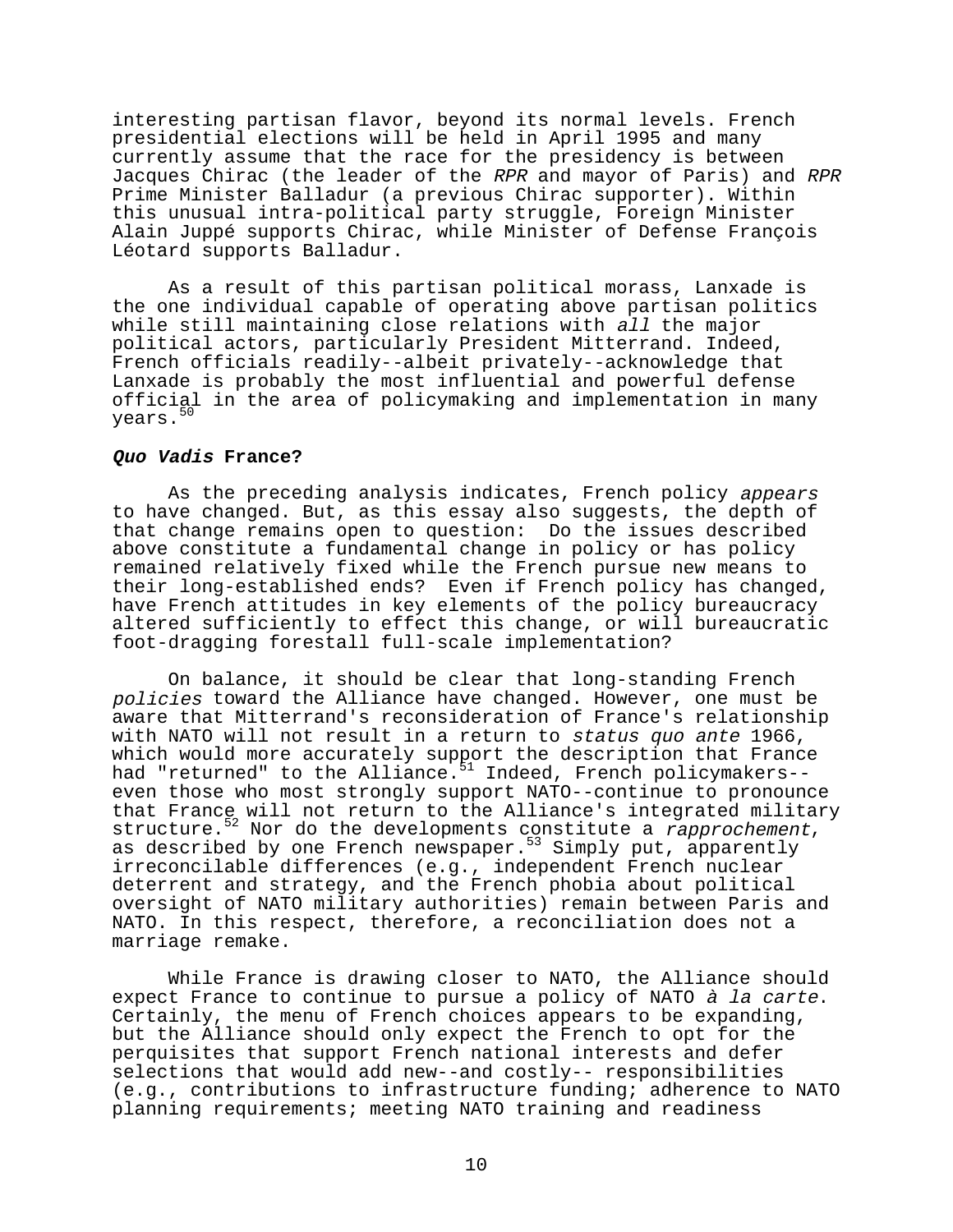interesting partisan flavor, beyond its normal levels. French presidential elections will be held in April 1995 and many currently assume that the race for the presidency is between Jacques Chirac (the leader of the *RPR* and mayor of Paris) and *RPR* Prime Minister Balladur (a previous Chirac supporter). Within this unusual intra-political party struggle, Foreign Minister Alain Juppé supports Chirac, while Minister of Defense François Léotard supports Balladur.

As a result of this partisan political morass, Lanxade is the one individual capable of operating above partisan politics while still maintaining close relations with *all* the major political actors, particularly President Mitterrand. Indeed, French officials readily--albeit privately--acknowledge that Lanxade is probably the most influential and powerful defense official in the area of policymaking and implementation in many years.[50]

### ***Quo Vadis* France?**

As the preceding analysis indicates, French policy *appears* to have changed. But, as this essay also suggests, the depth of that change remains open to question: Do the issues described above constitute a fundamental change in policy or has policy remained relatively fixed while the French pursue new means to their long-established ends? Even if French policy has changed, have French attitudes in key elements of the policy bureaucracy altered sufficiently to effect this change, or will bureaucratic foot-dragging forestall full-scale implementation?

On balance, it should be clear that long-standing French *policies* toward the Alliance have changed. However, one must be aware that Mitterrand's reconsideration of France's relationship with NATO will not result in a return to *status quo ante* 1966, which would more accurately support the description that France had "returned" to the Alliance.[51] Indeed, French policymakers--even those who most strongly support NATO--continue to pronounce that France will not return to the Alliance's integrated military structure.[52] Nor do the developments constitute a *rapprochement*, as described by one French newspaper.[53] Simply put, apparently irreconcilable differences (e.g., independent French nuclear deterrent and strategy, and the French phobia about political oversight of NATO military authorities) remain between Paris and NATO. In this respect, therefore, a reconciliation does not a marriage remake.

While France is drawing closer to NATO, the Alliance should expect France to continue to pursue a policy of NATO *à la carte*. Certainly, the menu of French choices appears to be expanding, but the Alliance should only expect the French to opt for the perquisites that support French national interests and defer selections that would add new--and costly-- responsibilities (e.g., contributions to infrastructure funding; adherence to NATO planning requirements; meeting NATO training and readiness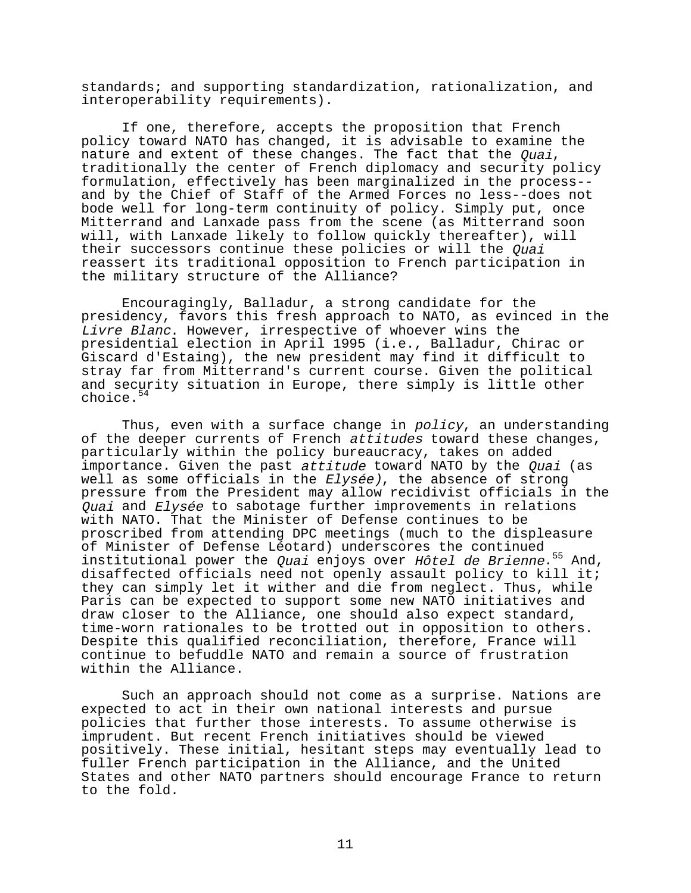standards; and supporting standardization, rationalization, and interoperability requirements).

If one, therefore, accepts the proposition that French policy toward NATO has changed, it is advisable to examine the nature and extent of these changes. The fact that the *Quai*, traditionally the center of French diplomacy and security policy formulation, effectively has been marginalized in the process--and by the Chief of Staff of the Armed Forces no less--does not bode well for long-term continuity of policy. Simply put, once Mitterrand and Lanxade pass from the scene (as Mitterrand soon will, with Lanxade likely to follow quickly thereafter), will their successors continue these policies or will the *Quai* reassert its traditional opposition to French participation in the military structure of the Alliance?

Encouragingly, Balladur, a strong candidate for the presidency, favors this fresh approach to NATO, as evinced in the *Livre Blanc*. However, irrespective of whoever wins the presidential election in April 1995 (i.e., Balladur, Chirac or Giscard d'Estaing), the new president may find it difficult to stray far from Mitterrand's current course. Given the political and security situation in Europe, there simply is little other choice.[54]

Thus, even with a surface change in *policy*, an understanding of the deeper currents of French *attitudes* toward these changes, particularly within the policy bureaucracy, takes on added importance. Given the past *attitude* toward NATO by the *Quai* (as well as some officials in the *Elysée)*, the absence of strong pressure from the President may allow recidivist officials in the *Quai* and *Elysée* to sabotage further improvements in relations with NATO. That the Minister of Defense continues to be proscribed from attending DPC meetings (much to the displeasure of Minister of Defense Léotard) underscores the continued institutional power the *Quai* enjoys over *Hôtel de Brienne*.[55] And, disaffected officials need not openly assault policy to kill it; they can simply let it wither and die from neglect. Thus, while Paris can be expected to support some new NATO initiatives and draw closer to the Alliance, one should also expect standard, time-worn rationales to be trotted out in opposition to others. Despite this qualified reconciliation, therefore, France will continue to befuddle NATO and remain a source of frustration within the Alliance.

Such an approach should not come as a surprise. Nations are expected to act in their own national interests and pursue policies that further those interests. To assume otherwise is imprudent. But recent French initiatives should be viewed positively. These initial, hesitant steps may eventually lead to fuller French participation in the Alliance, and the United States and other NATO partners should encourage France to return to the fold.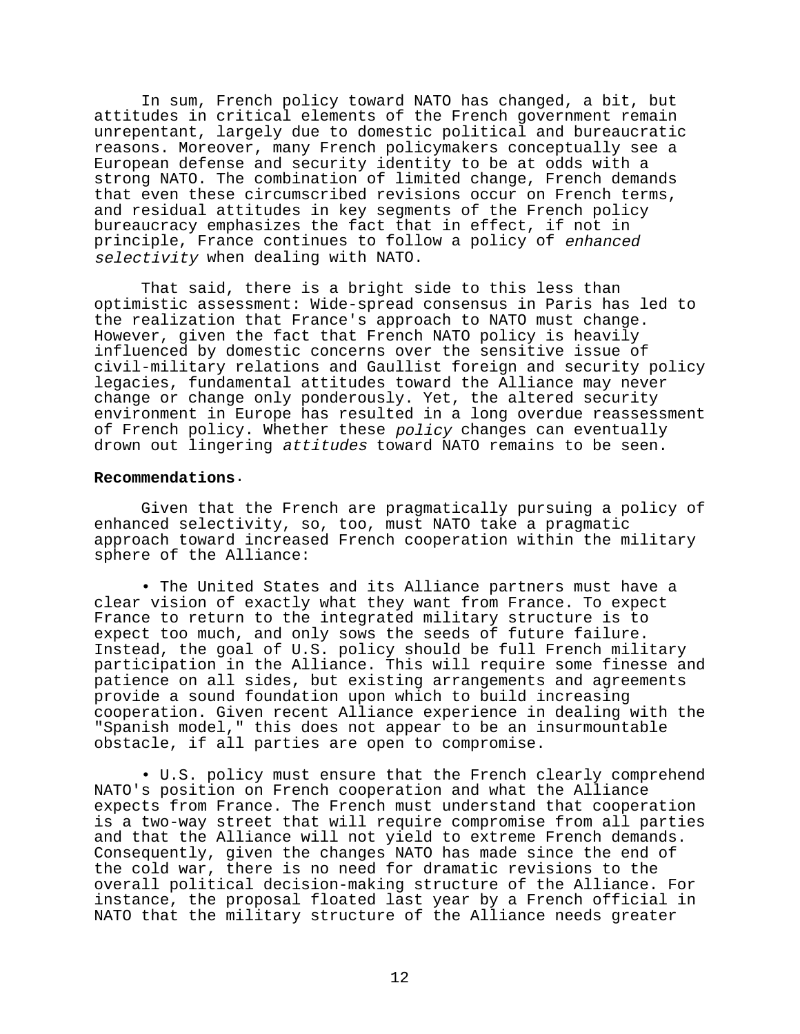In sum, French policy toward NATO has changed, a bit, but attitudes in critical elements of the French government remain unrepentant, largely due to domestic political and bureaucratic reasons. Moreover, many French policymakers conceptually see a European defense and security identity to be at odds with a strong NATO. The combination of limited change, French demands that even these circumscribed revisions occur on French terms, and residual attitudes in key segments of the French policy bureaucracy emphasizes the fact that in effect, if not in principle, France continues to follow a policy of *enhanced selectivity* when dealing with NATO.

That said, there is a bright side to this less than optimistic assessment: Wide-spread consensus in Paris has led to the realization that France's approach to NATO must change. However, given the fact that French NATO policy is heavily influenced by domestic concerns over the sensitive issue of civil-military relations and Gaullist foreign and security policy legacies, fundamental attitudes toward the Alliance may never change or change only ponderously. Yet, the altered security environment in Europe has resulted in a long overdue reassessment of French policy. Whether these *policy* changes can eventually drown out lingering *attitudes* toward NATO remains to be seen.

**Recommendations.**

Given that the French are pragmatically pursuing a policy of enhanced selectivity, so, too, must NATO take a pragmatic approach toward increased French cooperation within the military sphere of the Alliance:

- The United States and its Alliance partners must have a clear vision of exactly what they want from France. To expect France to return to the integrated military structure is to expect too much, and only sows the seeds of future failure. Instead, the goal of U.S. policy should be full French military participation in the Alliance. This will require some finesse and patience on all sides, but existing arrangements and agreements provide a sound foundation upon which to build increasing cooperation. Given recent Alliance experience in dealing with the "Spanish model," this does not appear to be an insurmountable obstacle, if all parties are open to compromise.

- U.S. policy must ensure that the French clearly comprehend NATO's position on French cooperation and what the Alliance expects from France. The French must understand that cooperation is a two-way street that will require compromise from all parties and that the Alliance will not yield to extreme French demands. Consequently, given the changes NATO has made since the end of the cold war, there is no need for dramatic revisions to the overall political decision-making structure of the Alliance. For instance, the proposal floated last year by a French official in NATO that the military structure of the Alliance needs greater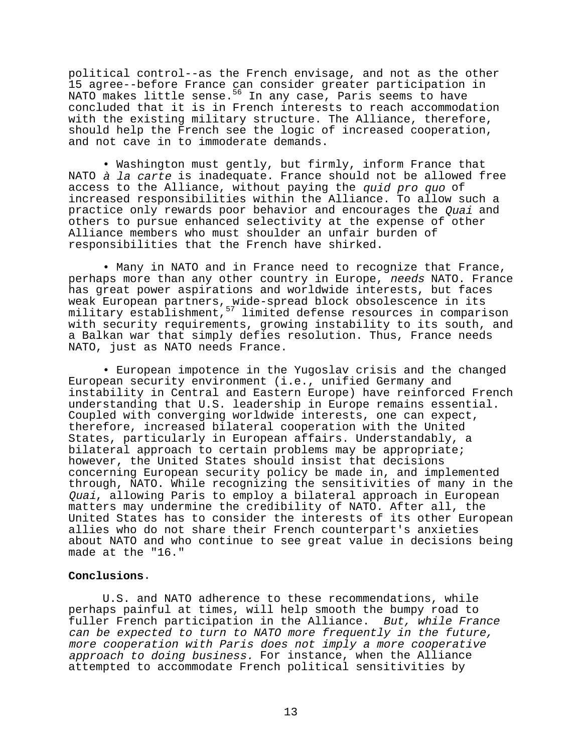political control--as the French envisage, and not as the other 15 agree--before France can consider greater participation in NATO makes little sense.[56] In any case, Paris seems to have concluded that it is in French interests to reach accommodation with the existing military structure. The Alliance, therefore, should help the French see the logic of increased cooperation, and not cave in to immoderate demands.

- Washington must gently, but firmly, inform France that NATO *à la carte* is inadequate. France should not be allowed free access to the Alliance, without paying the *quid pro quo* of increased responsibilities within the Alliance. To allow such a practice only rewards poor behavior and encourages the *Quai* and others to pursue enhanced selectivity at the expense of other Alliance members who must shoulder an unfair burden of responsibilities that the French have shirked.

- Many in NATO and in France need to recognize that France, perhaps more than any other country in Europe, *needs* NATO. France has great power aspirations and worldwide interests, but faces weak European partners, wide-spread block obsolescence in its military establishment,[57] limited defense resources in comparison with security requirements, growing instability to its south, and a Balkan war that simply defies resolution. Thus, France needs NATO, just as NATO needs France.

- European impotence in the Yugoslav crisis and the changed European security environment (i.e., unified Germany and instability in Central and Eastern Europe) have reinforced French understanding that U.S. leadership in Europe remains essential. Coupled with converging worldwide interests, one can expect, therefore, increased bilateral cooperation with the United States, particularly in European affairs. Understandably, a bilateral approach to certain problems may be appropriate; however, the United States should insist that decisions concerning European security policy be made in, and implemented through, NATO. While recognizing the sensitivities of many in the *Quai*, allowing Paris to employ a bilateral approach in European matters may undermine the credibility of NATO. After all, the United States has to consider the interests of its other European allies who do not share their French counterpart's anxieties about NATO and who continue to see great value in decisions being made at the "16."

**Conclusions.**

U.S. and NATO adherence to these recommendations, while perhaps painful at times, will help smooth the bumpy road to fuller French participation in the Alliance. *But, while France can be expected to turn to NATO more frequently in the future, more cooperation with Paris does not imply a more cooperative approach to doing business.* For instance, when the Alliance attempted to accommodate French political sensitivities by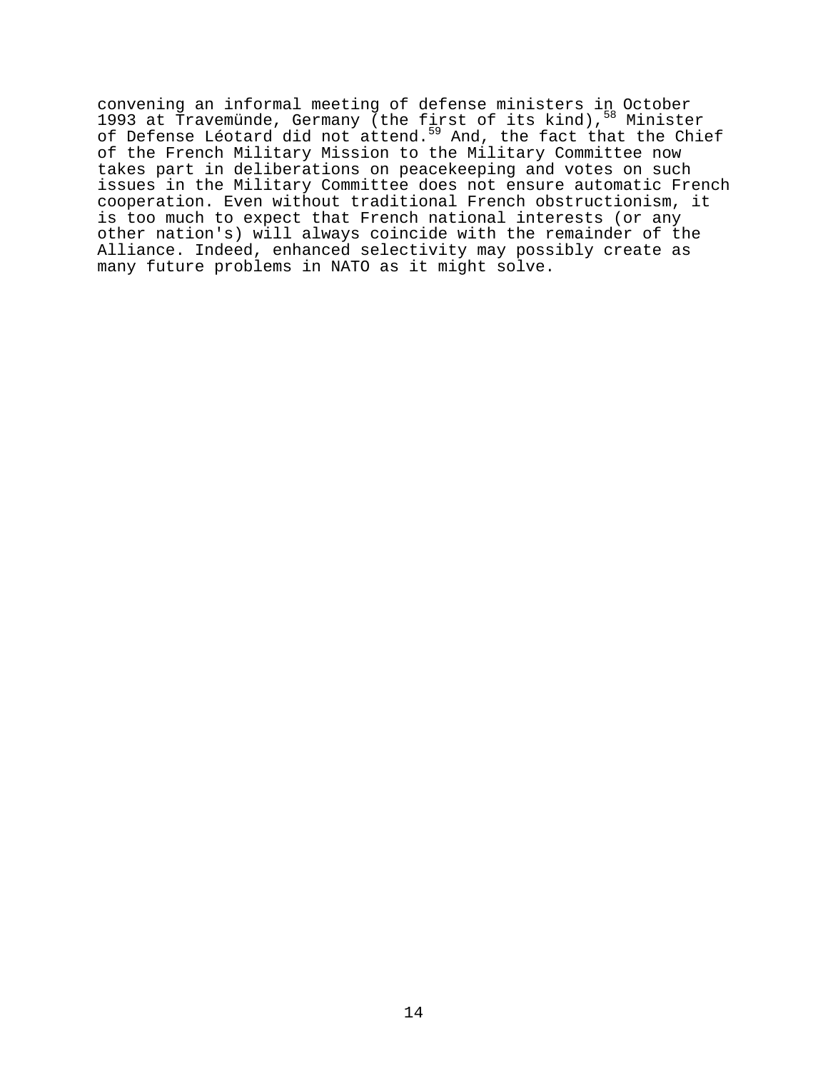convening an informal meeting of defense ministers in October 1993 at Travemünde, Germany (the first of its kind),[58] Minister of Defense Léotard did not attend.[59] And, the fact that the Chief of the French Military Mission to the Military Committee now takes part in deliberations on peacekeeping and votes on such issues in the Military Committee does not ensure automatic French cooperation. Even without traditional French obstructionism, it is too much to expect that French national interests (or any other nation's) will always coincide with the remainder of the Alliance. Indeed, enhanced selectivity may possibly create as many future problems in NATO as it might solve.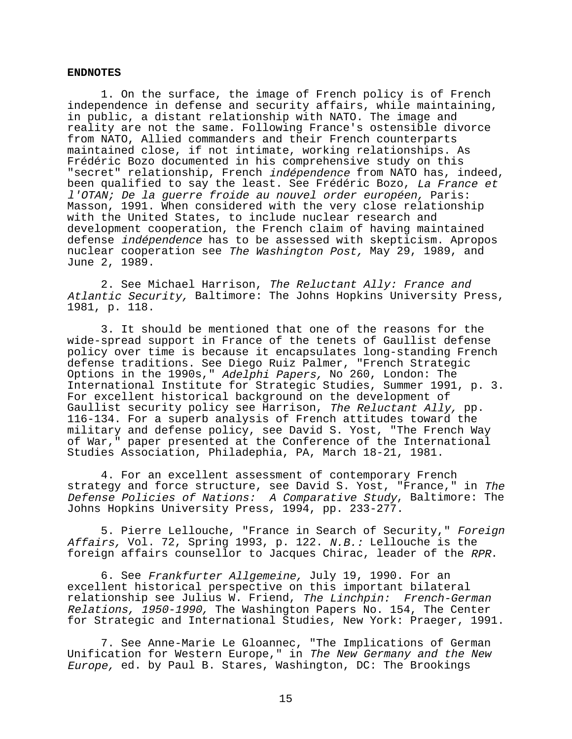**ENDNOTES**

1. On the surface, the image of French policy is of French independence in defense and security affairs, while maintaining, in public, a distant relationship with NATO. The image and reality are not the same. Following France's ostensible divorce from NATO, Allied commanders and their French counterparts maintained close, if not intimate, working relationships. As Frédéric Bozo documented in his comprehensive study on this "secret" relationship, French *indépendence* from NATO has, indeed, been qualified to say the least. See Frédéric Bozo, *La France et l'OTAN; De la guerre froide au nouvel order européen,* Paris: Masson, 1991. When considered with the very close relationship with the United States, to include nuclear research and development cooperation, the French claim of having maintained defense *indépendence* has to be assessed with skepticism. Apropos nuclear cooperation see *The Washington Post,* May 29, 1989, and June 2, 1989.

2. See Michael Harrison, *The Reluctant Ally: France and Atlantic Security,* Baltimore: The Johns Hopkins University Press, 1981, p. 118.

3. It should be mentioned that one of the reasons for the wide-spread support in France of the tenets of Gaullist defense policy over time is because it encapsulates long-standing French defense traditions. See Diego Ruiz Palmer, "French Strategic Options in the 1990s," *Adelphi Papers,* No 260, London: The International Institute for Strategic Studies, Summer 1991, p. 3. For excellent historical background on the development of Gaullist security policy see Harrison, *The Reluctant Ally,* pp. 116-134. For a superb analysis of French attitudes toward the military and defense policy, see David S. Yost, "The French Way of War," paper presented at the Conference of the International Studies Association, Philadephia, PA, March 18-21, 1981.

4. For an excellent assessment of contemporary French strategy and force structure, see David S. Yost, "France," in *The Defense Policies of Nations: A Comparative Study*, Baltimore: The Johns Hopkins University Press, 1994, pp. 233-277.

5. Pierre Lellouche, "France in Search of Security," *Foreign Affairs,* Vol. 72, Spring 1993, p. 122. *N.B.:* Lellouche is the foreign affairs counsellor to Jacques Chirac, leader of the *RPR*.

6. See *Frankfurter Allgemeine,* July 19, 1990. For an excellent historical perspective on this important bilateral relationship see Julius W. Friend, *The Linchpin: French-German Relations, 1950-1990,* The Washington Papers No. 154, The Center for Strategic and International Studies, New York: Praeger, 1991.

7. See Anne-Marie Le Gloannec, "The Implications of German Unification for Western Europe," in *The New Germany and the New Europe,* ed. by Paul B. Stares, Washington, DC: The Brookings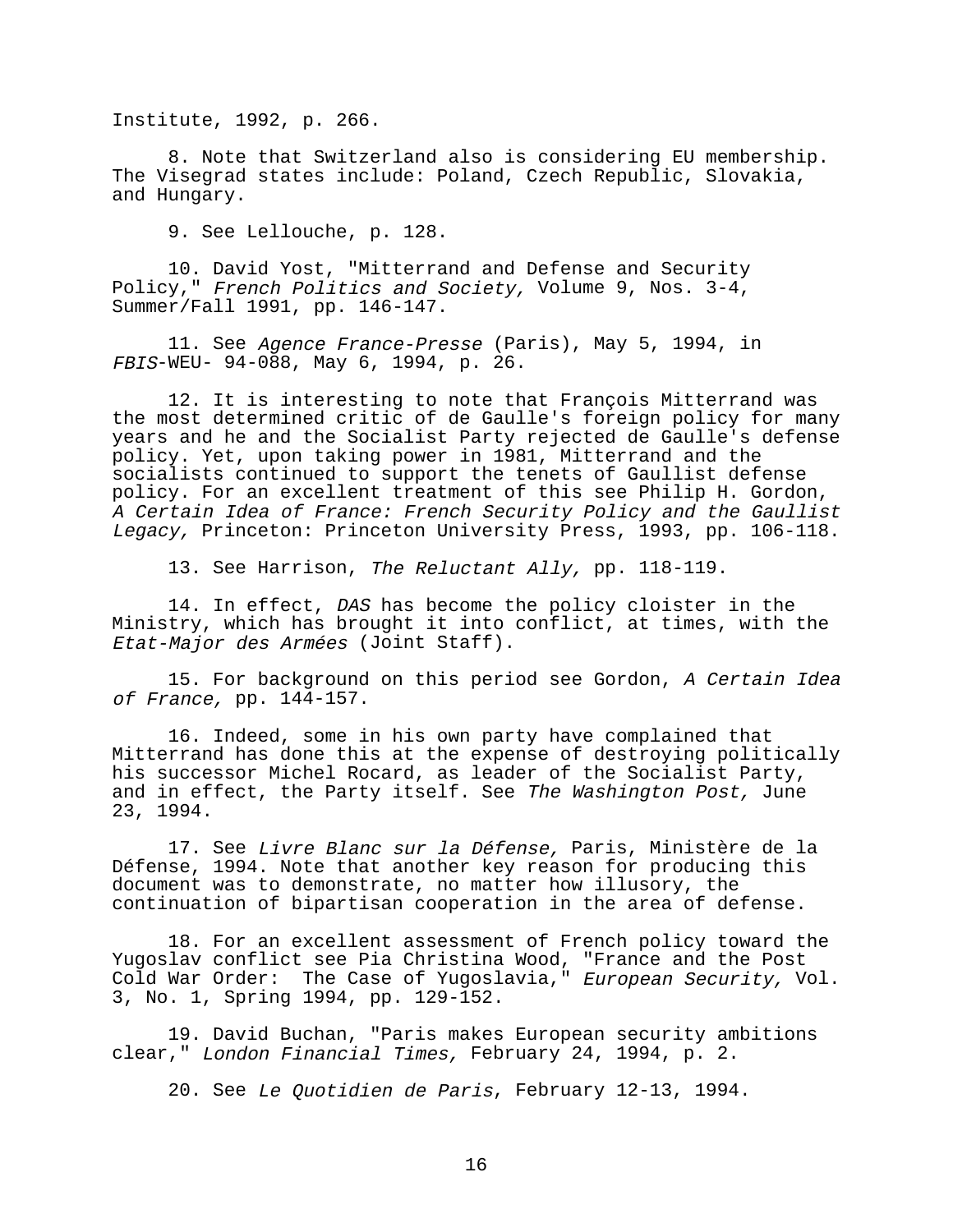Institute, 1992, p. 266.

8. Note that Switzerland also is considering EU membership. The Visegrad states include: Poland, Czech Republic, Slovakia, and Hungary.

9. See Lellouche, p. 128.

10. David Yost, "Mitterrand and Defense and Security Policy," *French Politics and Society,* Volume 9, Nos. 3-4, Summer/Fall 1991, pp. 146-147.

11. See *Agence France-Presse* (Paris), May 5, 1994, in *FBIS*-WEU- 94-088, May 6, 1994, p. 26.

12. It is interesting to note that François Mitterrand was the most determined critic of de Gaulle's foreign policy for many years and he and the Socialist Party rejected de Gaulle's defense policy. Yet, upon taking power in 1981, Mitterrand and the socialists continued to support the tenets of Gaullist defense policy. For an excellent treatment of this see Philip H. Gordon, *A Certain Idea of France: French Security Policy and the Gaullist Legacy,* Princeton: Princeton University Press, 1993, pp. 106-118.

13. See Harrison, *The Reluctant Ally,* pp. 118-119.

14. In effect, *DAS* has become the policy cloister in the Ministry, which has brought it into conflict, at times, with the *Etat-Major des Armées* (Joint Staff).

15. For background on this period see Gordon, *A Certain Idea of France,* pp. 144-157.

16. Indeed, some in his own party have complained that Mitterrand has done this at the expense of destroying politically his successor Michel Rocard, as leader of the Socialist Party, and in effect, the Party itself. See *The Washington Post,* June 23, 1994.

17. See *Livre Blanc sur la Défense,* Paris, Ministère de la Défense, 1994. Note that another key reason for producing this document was to demonstrate, no matter how illusory, the continuation of bipartisan cooperation in the area of defense.

18. For an excellent assessment of French policy toward the Yugoslav conflict see Pia Christina Wood, "France and the Post Cold War Order: The Case of Yugoslavia," *European Security,* Vol. 3, No. 1, Spring 1994, pp. 129-152.

19. David Buchan, "Paris makes European security ambitions clear," *London Financial Times,* February 24, 1994, p. 2.

20. See *Le Quotidien de Paris*, February 12-13, 1994.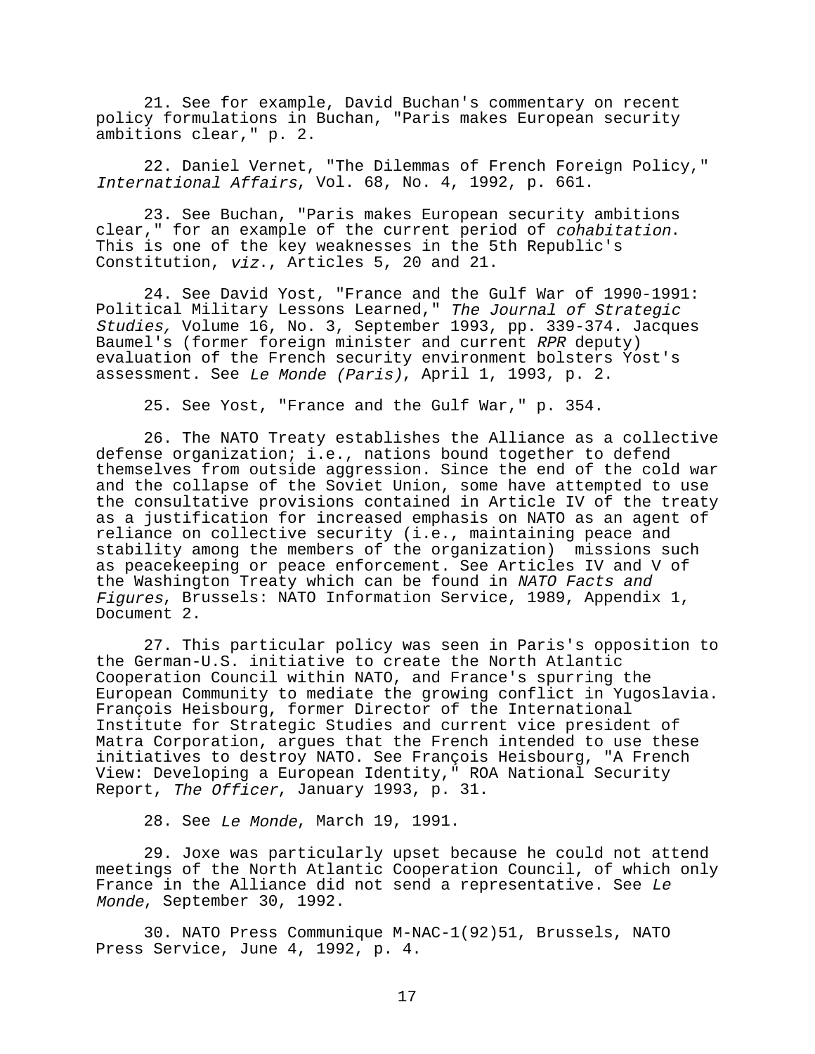21. See for example, David Buchan's commentary on recent policy formulations in Buchan, "Paris makes European security ambitions clear," p. 2.

22. Daniel Vernet, "The Dilemmas of French Foreign Policy," *International Affairs*, Vol. 68, No. 4, 1992, p. 661.

23. See Buchan, "Paris makes European security ambitions clear," for an example of the current period of *cohabitation*. This is one of the key weaknesses in the 5th Republic's Constitution, *viz*., Articles 5, 20 and 21.

24. See David Yost, "France and the Gulf War of 1990-1991: Political Military Lessons Learned," *The Journal of Strategic Studies,* Volume 16, No. 3, September 1993, pp. 339-374. Jacques Baumel's (former foreign minister and current *RPR* deputy) evaluation of the French security environment bolsters Yost's assessment. See *Le Monde (Paris)*, April 1, 1993, p. 2.

25. See Yost, "France and the Gulf War," p. 354.

26. The NATO Treaty establishes the Alliance as a collective defense organization; i.e., nations bound together to defend themselves from outside aggression. Since the end of the cold war and the collapse of the Soviet Union, some have attempted to use the consultative provisions contained in Article IV of the treaty as a justification for increased emphasis on NATO as an agent of reliance on collective security (i.e., maintaining peace and stability among the members of the organization) missions such as peacekeeping or peace enforcement. See Articles IV and V of the Washington Treaty which can be found in *NATO Facts and Figures*, Brussels: NATO Information Service, 1989, Appendix 1, Document 2.

27. This particular policy was seen in Paris's opposition to the German-U.S. initiative to create the North Atlantic Cooperation Council within NATO, and France's spurring the European Community to mediate the growing conflict in Yugoslavia. François Heisbourg, former Director of the International Institute for Strategic Studies and current vice president of Matra Corporation, argues that the French intended to use these initiatives to destroy NATO. See François Heisbourg, "A French View: Developing a European Identity," ROA National Security Report, *The Officer*, January 1993, p. 31.

28. See *Le Monde*, March 19, 1991.

29. Joxe was particularly upset because he could not attend meetings of the North Atlantic Cooperation Council, of which only France in the Alliance did not send a representative. See *Le Monde*, September 30, 1992.

30. NATO Press Communique M-NAC-1(92)51, Brussels, NATO Press Service, June 4, 1992, p. 4.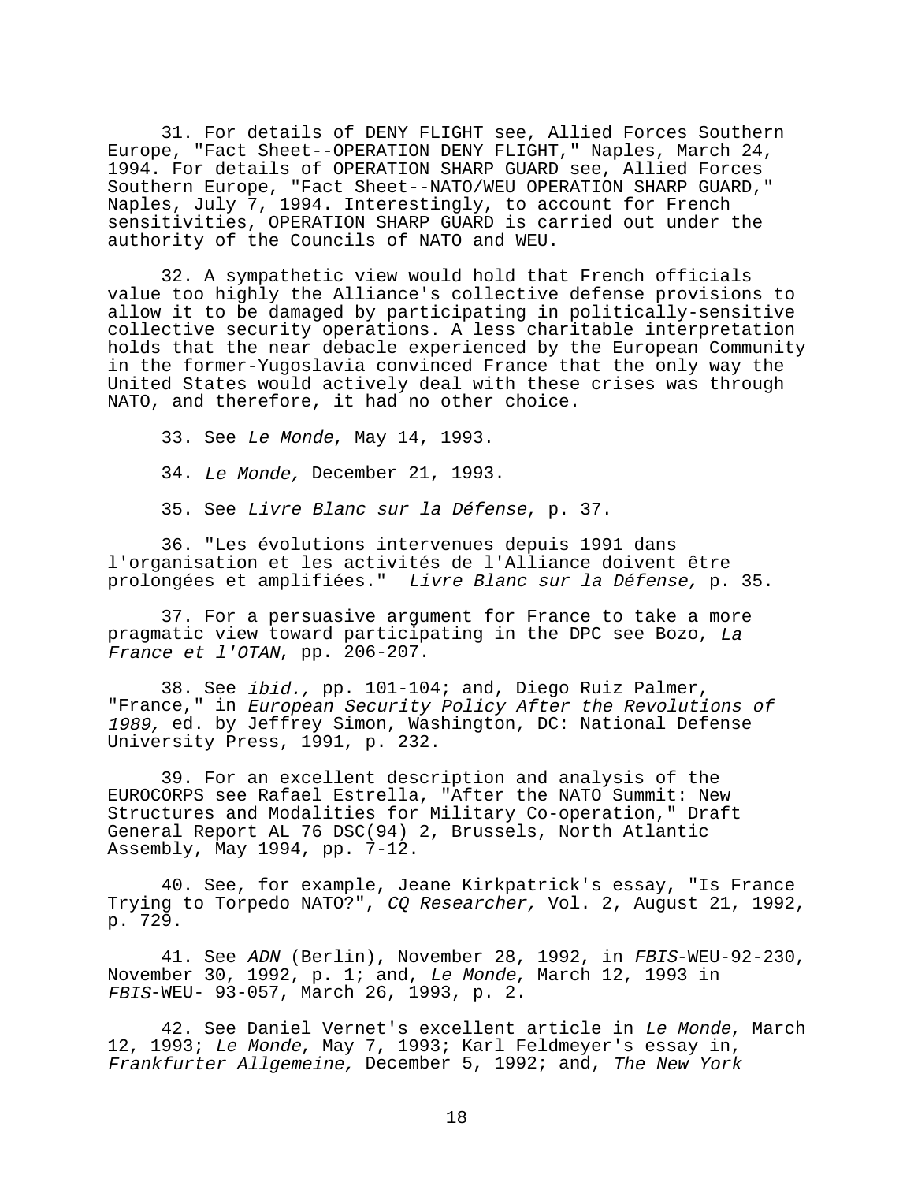31. For details of DENY FLIGHT see, Allied Forces Southern Europe, "Fact Sheet--OPERATION DENY FLIGHT," Naples, March 24, 1994. For details of OPERATION SHARP GUARD see, Allied Forces Southern Europe, "Fact Sheet--NATO/WEU OPERATION SHARP GUARD," Naples, July 7, 1994. Interestingly, to account for French sensitivities, OPERATION SHARP GUARD is carried out under the authority of the Councils of NATO and WEU.

32. A sympathetic view would hold that French officials value too highly the Alliance's collective defense provisions to allow it to be damaged by participating in politically-sensitive collective security operations. A less charitable interpretation holds that the near debacle experienced by the European Community in the former-Yugoslavia convinced France that the only way the United States would actively deal with these crises was through NATO, and therefore, it had no other choice.

33. See *Le Monde*, May 14, 1993.

34. *Le Monde,* December 21, 1993.

35. See *Livre Blanc sur la Défense*, p. 37.

36. "Les évolutions intervenues depuis 1991 dans l'organisation et les activités de l'Alliance doivent être prolongées et amplifiées." *Livre Blanc sur la Défense,* p. 35.

37. For a persuasive argument for France to take a more pragmatic view toward participating in the DPC see Bozo, *La France et l'OTAN*, pp. 206-207.

38. See *ibid.,* pp. 101-104; and, Diego Ruiz Palmer, "France," in *European Security Policy After the Revolutions of 1989,* ed. by Jeffrey Simon, Washington, DC: National Defense University Press, 1991, p. 232.

39. For an excellent description and analysis of the EUROCORPS see Rafael Estrella, "After the NATO Summit: New Structures and Modalities for Military Co-operation," Draft General Report AL 76 DSC(94) 2, Brussels, North Atlantic Assembly, May 1994, pp. 7-12.

40. See, for example, Jeane Kirkpatrick's essay, "Is France Trying to Torpedo NATO?", *CQ Researcher,* Vol. 2, August 21, 1992, p. 729.

41. See *ADN* (Berlin), November 28, 1992, in *FBIS*-WEU-92-230, November 30, 1992, p. 1; and, *Le Monde*, March 12, 1993 in *FBIS*-WEU- 93-057, March 26, 1993, p. 2.

42. See Daniel Vernet's excellent article in *Le Monde*, March 12, 1993; *Le Monde*, May 7, 1993; Karl Feldmeyer's essay in, *Frankfurter Allgemeine,* December 5, 1992; and, *The New York*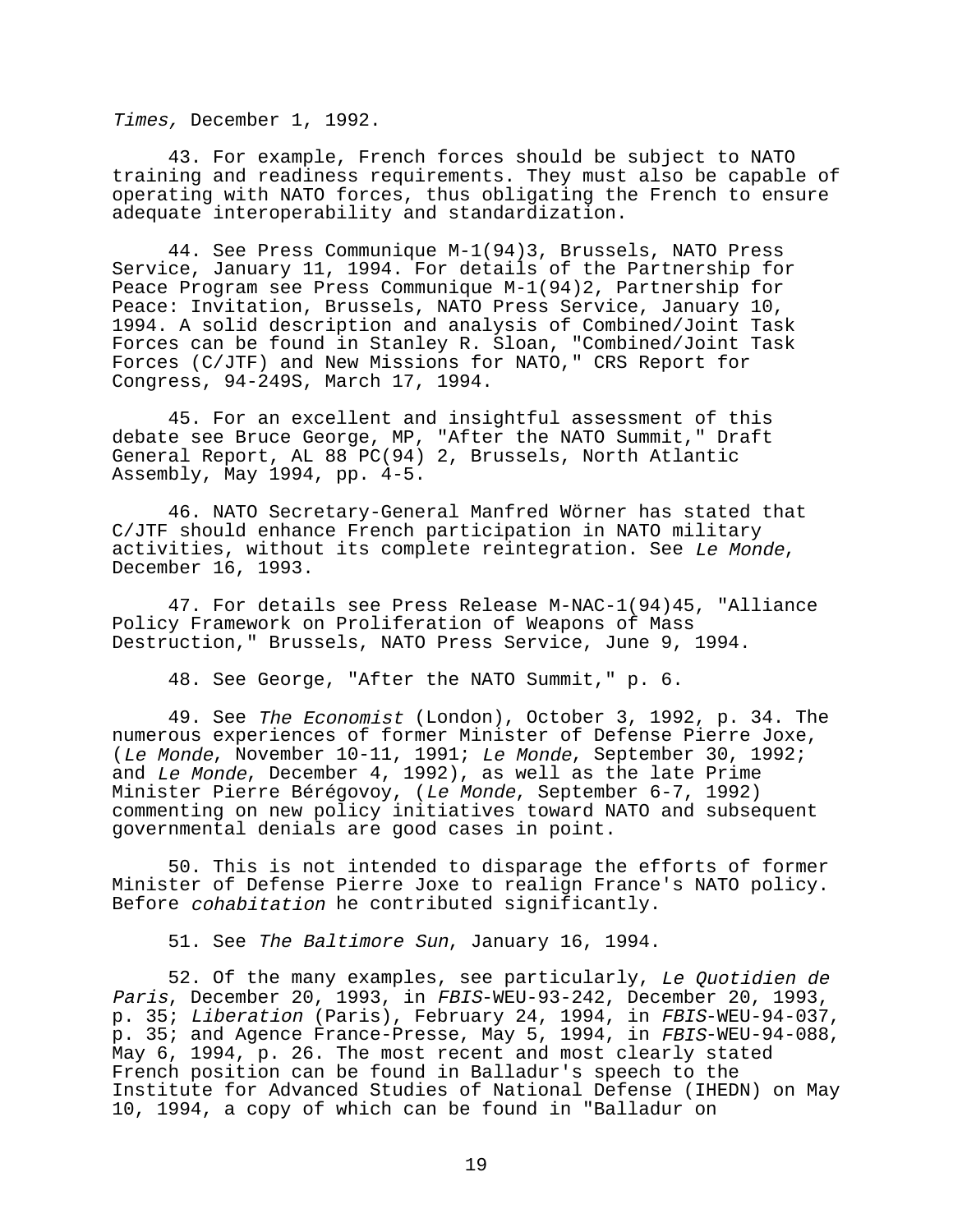*Times,* December 1, 1992.

43. For example, French forces should be subject to NATO training and readiness requirements. They must also be capable of operating with NATO forces, thus obligating the French to ensure adequate interoperability and standardization.

44. See Press Communique M-1(94)3, Brussels, NATO Press Service, January 11, 1994. For details of the Partnership for Peace Program see Press Communique M-1(94)2, Partnership for Peace: Invitation, Brussels, NATO Press Service, January 10, 1994. A solid description and analysis of Combined/Joint Task Forces can be found in Stanley R. Sloan, "Combined/Joint Task Forces (C/JTF) and New Missions for NATO," CRS Report for Congress, 94-249S, March 17, 1994.

45. For an excellent and insightful assessment of this debate see Bruce George, MP, "After the NATO Summit," Draft General Report, AL 88 PC(94) 2, Brussels, North Atlantic Assembly, May 1994, pp. 4-5.

46. NATO Secretary-General Manfred Wörner has stated that C/JTF should enhance French participation in NATO military activities, without its complete reintegration. See *Le Monde*, December 16, 1993.

47. For details see Press Release M-NAC-1(94)45, "Alliance Policy Framework on Proliferation of Weapons of Mass Destruction," Brussels, NATO Press Service, June 9, 1994.

48. See George, "After the NATO Summit," p. 6.

49. See *The Economist* (London), October 3, 1992, p. 34. The numerous experiences of former Minister of Defense Pierre Joxe, (*Le Monde*, November 10-11, 1991; *Le Monde*, September 30, 1992; and *Le Monde*, December 4, 1992), as well as the late Prime Minister Pierre Bérégovoy, (*Le Monde*, September 6-7, 1992) commenting on new policy initiatives toward NATO and subsequent governmental denials are good cases in point.

50. This is not intended to disparage the efforts of former Minister of Defense Pierre Joxe to realign France's NATO policy. Before *cohabitation* he contributed significantly.

51. See *The Baltimore Sun*, January 16, 1994.

52. Of the many examples, see particularly, *Le Quotidien de Paris*, December 20, 1993, in *FBIS*-WEU-93-242, December 20, 1993, p. 35; *Liberation* (Paris), February 24, 1994, in *FBIS*-WEU-94-037, p. 35; and Agence France-Presse, May 5, 1994, in *FBIS*-WEU-94-088, May 6, 1994, p. 26. The most recent and most clearly stated French position can be found in Balladur's speech to the Institute for Advanced Studies of National Defense (IHEDN) on May 10, 1994, a copy of which can be found in "Balladur on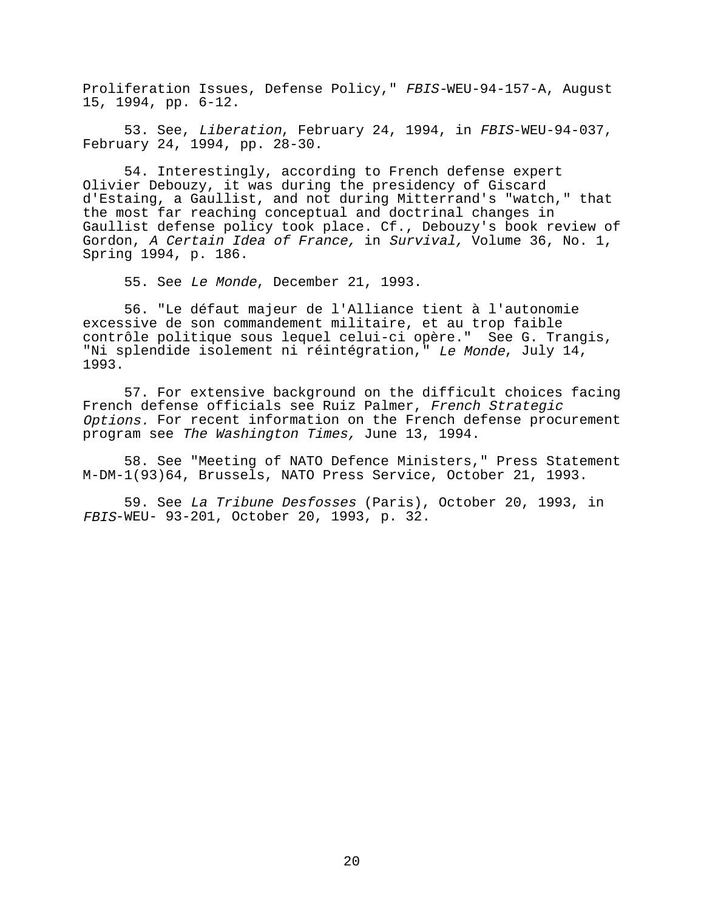Proliferation Issues, Defense Policy," *FBIS*-WEU-94-157-A, August 15, 1994, pp. 6-12.

53. See, *Liberation*, February 24, 1994, in *FBIS*-WEU-94-037, February 24, 1994, pp. 28-30.

54. Interestingly, according to French defense expert Olivier Debouzy, it was during the presidency of Giscard d'Estaing, a Gaullist, and not during Mitterrand's "watch," that the most far reaching conceptual and doctrinal changes in Gaullist defense policy took place. Cf., Debouzy's book review of Gordon, *A Certain Idea of France,* in *Survival,* Volume 36, No. 1, Spring 1994, p. 186.

55. See *Le Monde*, December 21, 1993.

56. "Le défaut majeur de l'Alliance tient à l'autonomie excessive de son commandement militaire, et au trop faible contrôle politique sous lequel celui-ci opère." See G. Trangis, "Ni splendide isolement ni réintégration," *Le Monde*, July 14, 1993.

57. For extensive background on the difficult choices facing French defense officials see Ruiz Palmer, *French Strategic Options.* For recent information on the French defense procurement program see *The Washington Times,* June 13, 1994.

58. See "Meeting of NATO Defence Ministers," Press Statement M-DM-1(93)64, Brussels, NATO Press Service, October 21, 1993.

59. See *La Tribune Desfosses* (Paris), October 20, 1993, in *FBIS*-WEU- 93-201, October 20, 1993, p. 32.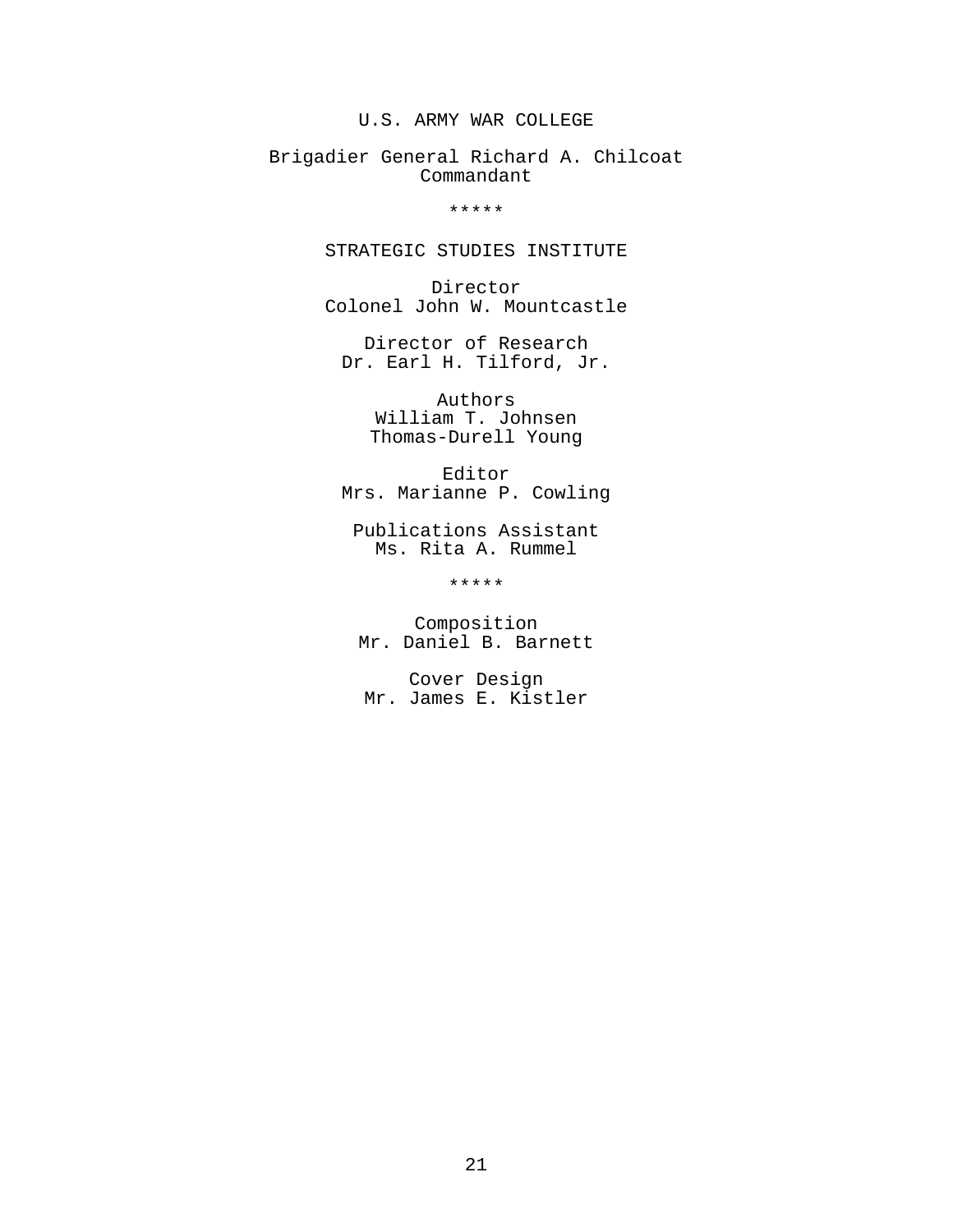U.S. ARMY WAR COLLEGE

Brigadier General Richard A. Chilcoat
Commandant

*****

STRATEGIC STUDIES INSTITUTE

Director
Colonel John W. Mountcastle

Director of Research
Dr. Earl H. Tilford, Jr.

Authors
William T. Johnsen
Thomas-Durell Young

Editor
Mrs. Marianne P. Cowling

Publications Assistant
Ms. Rita A. Rummel

*****

Composition
Mr. Daniel B. Barnett

Cover Design
Mr. James E. Kistler